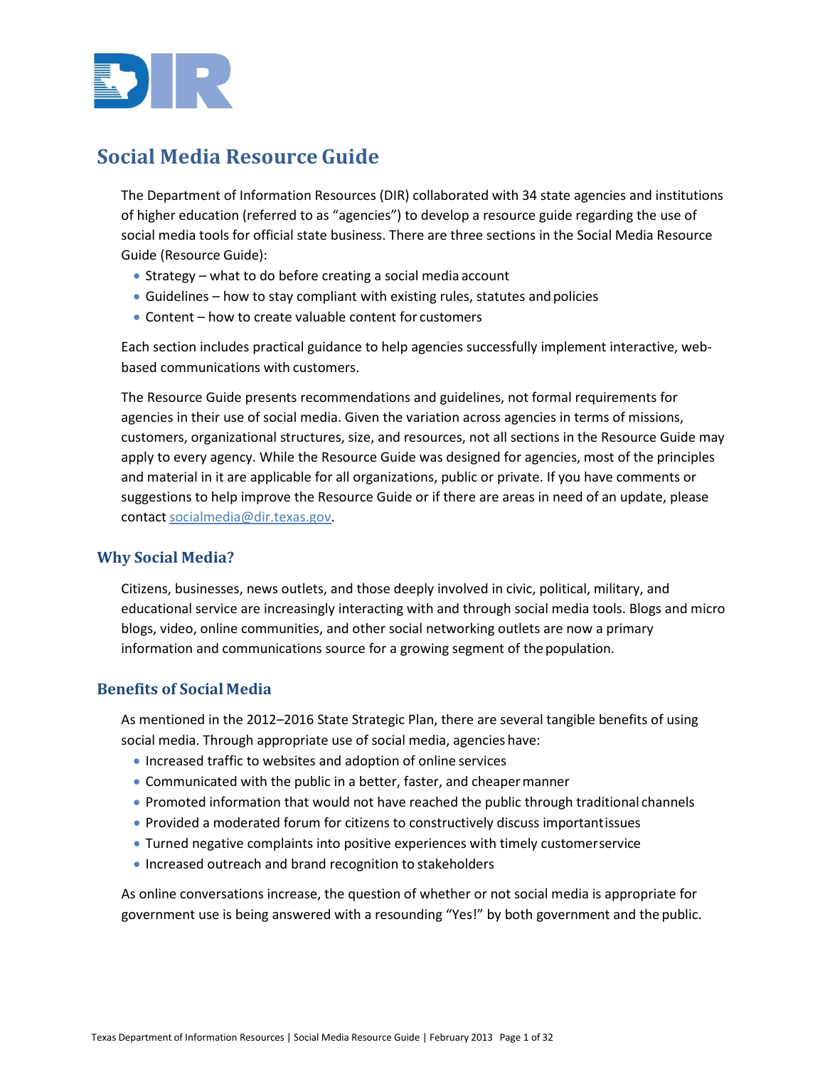# Social Media Resource Guide

The Department of Information Resources (DIR) collaborated with 34 state agencies and institutions of higher education (referred to as "agencies") to develop a resource guide regarding the use of social media tools for official state business. There are three sections in the Social Media Resource Guide (Resource Guide):

- Strategy – what to do before creating a social media account
- Guidelines – how to stay compliant with existing rules, statutes and policies
- Content – how to create valuable content for customers

Each section includes practical guidance to help agencies successfully implement interactive, web-based communications with customers.

The Resource Guide presents recommendations and guidelines, not formal requirements for agencies in their use of social media. Given the variation across agencies in terms of missions, customers, organizational structures, size, and resources, not all sections in the Resource Guide may apply to every agency. While the Resource Guide was designed for agencies, most of the principles and material in it are applicable for all organizations, public or private. If you have comments or suggestions to help improve the Resource Guide or if there are areas in need of an update, please contact socialmedia@dir.texas.gov.

## Why Social Media?

Citizens, businesses, news outlets, and those deeply involved in civic, political, military, and educational service are increasingly interacting with and through social media tools. Blogs and micro blogs, video, online communities, and other social networking outlets are now a primary information and communications source for a growing segment of the population.

## Benefits of Social Media

As mentioned in the 2012–2016 State Strategic Plan, there are several tangible benefits of using social media. Through appropriate use of social media, agencies have:

- Increased traffic to websites and adoption of online services
- Communicated with the public in a better, faster, and cheaper manner
- Promoted information that would not have reached the public through traditional channels
- Provided a moderated forum for citizens to constructively discuss important issues
- Turned negative complaints into positive experiences with timely customer service
- Increased outreach and brand recognition to stakeholders

As online conversations increase, the question of whether or not social media is appropriate for government use is being answered with a resounding "Yes!" by both government and the public.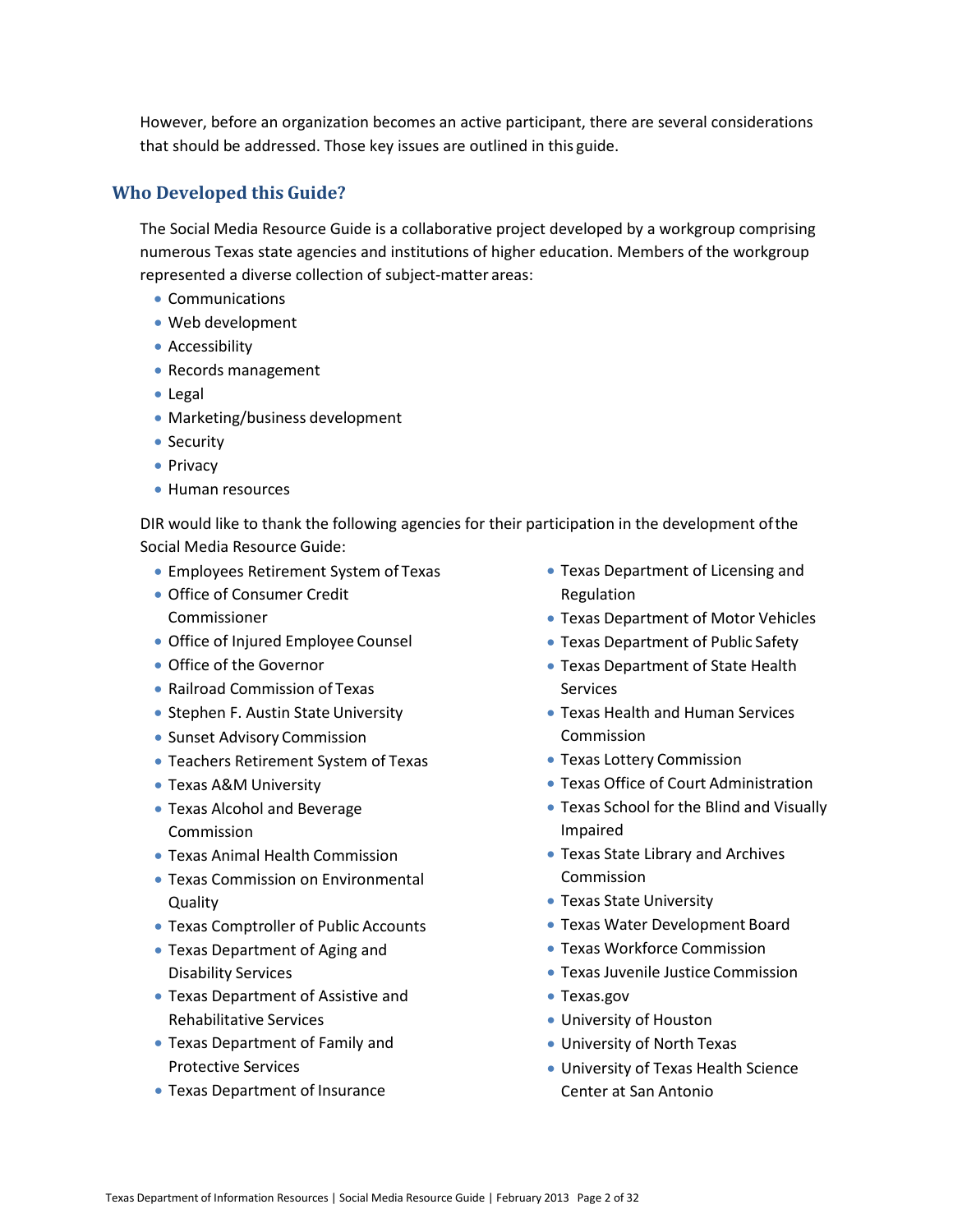However, before an organization becomes an active participant, there are several considerations that should be addressed. Those key issues are outlined in this guide.

## Who Developed this Guide?

The Social Media Resource Guide is a collaborative project developed by a workgroup comprising numerous Texas state agencies and institutions of higher education. Members of the workgroup represented a diverse collection of subject-matter areas:

- Communications
- Web development
- Accessibility
- Records management
- Legal
- Marketing/business development
- Security
- Privacy
- Human resources

DIR would like to thank the following agencies for their participation in the development of the Social Media Resource Guide:

- Employees Retirement System of Texas
- Office of Consumer Credit Commissioner
- Office of Injured Employee Counsel
- Office of the Governor
- Railroad Commission of Texas
- Stephen F. Austin State University
- Sunset Advisory Commission
- Teachers Retirement System of Texas
- Texas A&M University
- Texas Alcohol and Beverage Commission
- Texas Animal Health Commission
- Texas Commission on Environmental Quality
- Texas Comptroller of Public Accounts
- Texas Department of Aging and Disability Services
- Texas Department of Assistive and Rehabilitative Services
- Texas Department of Family and Protective Services
- Texas Department of Insurance
- Texas Department of Licensing and Regulation
- Texas Department of Motor Vehicles
- Texas Department of Public Safety
- Texas Department of State Health Services
- Texas Health and Human Services Commission
- Texas Lottery Commission
- Texas Office of Court Administration
- Texas School for the Blind and Visually Impaired
- Texas State Library and Archives Commission
- Texas State University
- Texas Water Development Board
- Texas Workforce Commission
- Texas Juvenile Justice Commission
- Texas.gov
- University of Houston
- University of North Texas
- University of Texas Health Science Center at San Antonio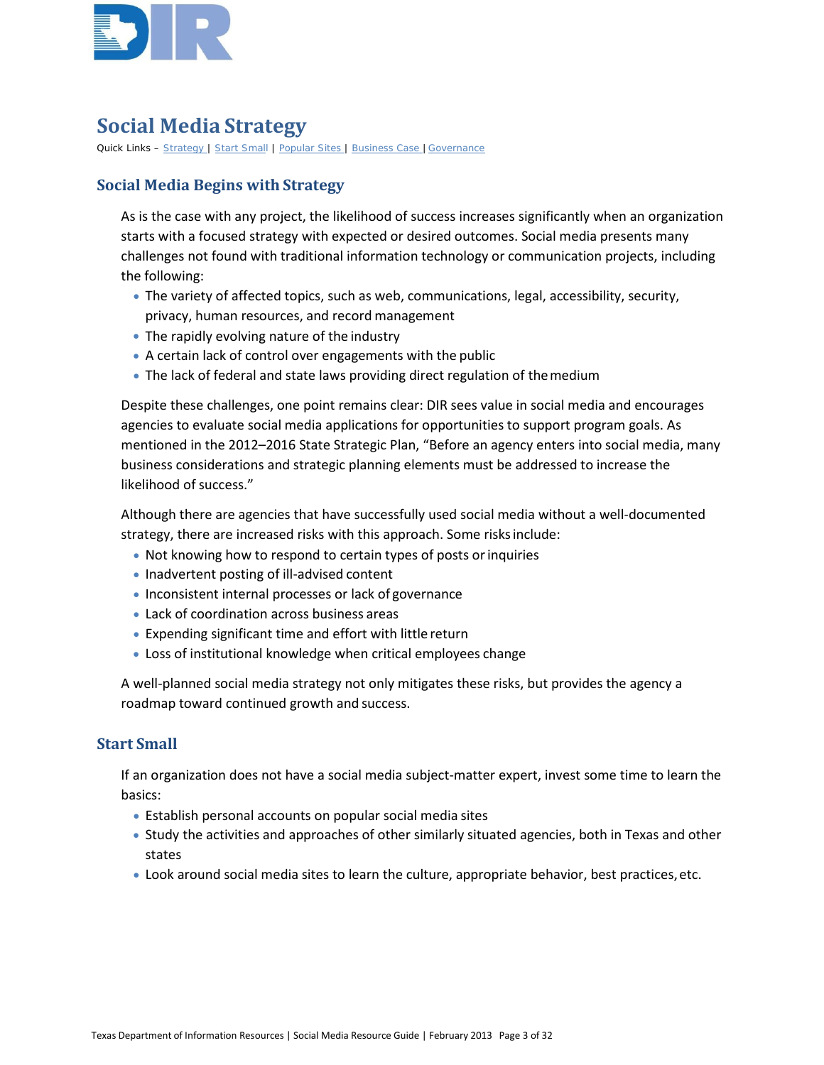# Social Media Strategy

Quick Links – Strategy | Start Small | Popular Sites | Business Case | Governance

## Social Media Begins with Strategy

As is the case with any project, the likelihood of success increases significantly when an organization starts with a focused strategy with expected or desired outcomes. Social media presents many challenges not found with traditional information technology or communication projects, including the following:

- The variety of affected topics, such as web, communications, legal, accessibility, security, privacy, human resources, and record management
- The rapidly evolving nature of the industry
- A certain lack of control over engagements with the public
- The lack of federal and state laws providing direct regulation of the medium

Despite these challenges, one point remains clear: DIR sees value in social media and encourages agencies to evaluate social media applications for opportunities to support program goals. As mentioned in the 2012–2016 State Strategic Plan, "Before an agency enters into social media, many business considerations and strategic planning elements must be addressed to increase the likelihood of success."

Although there are agencies that have successfully used social media without a well-documented strategy, there are increased risks with this approach. Some risks include:

- Not knowing how to respond to certain types of posts or inquiries
- Inadvertent posting of ill-advised content
- Inconsistent internal processes or lack of governance
- Lack of coordination across business areas
- Expending significant time and effort with little return
- Loss of institutional knowledge when critical employees change

A well-planned social media strategy not only mitigates these risks, but provides the agency a roadmap toward continued growth and success.

## Start Small

If an organization does not have a social media subject-matter expert, invest some time to learn the basics:

- Establish personal accounts on popular social media sites
- Study the activities and approaches of other similarly situated agencies, both in Texas and other states
- Look around social media sites to learn the culture, appropriate behavior, best practices, etc.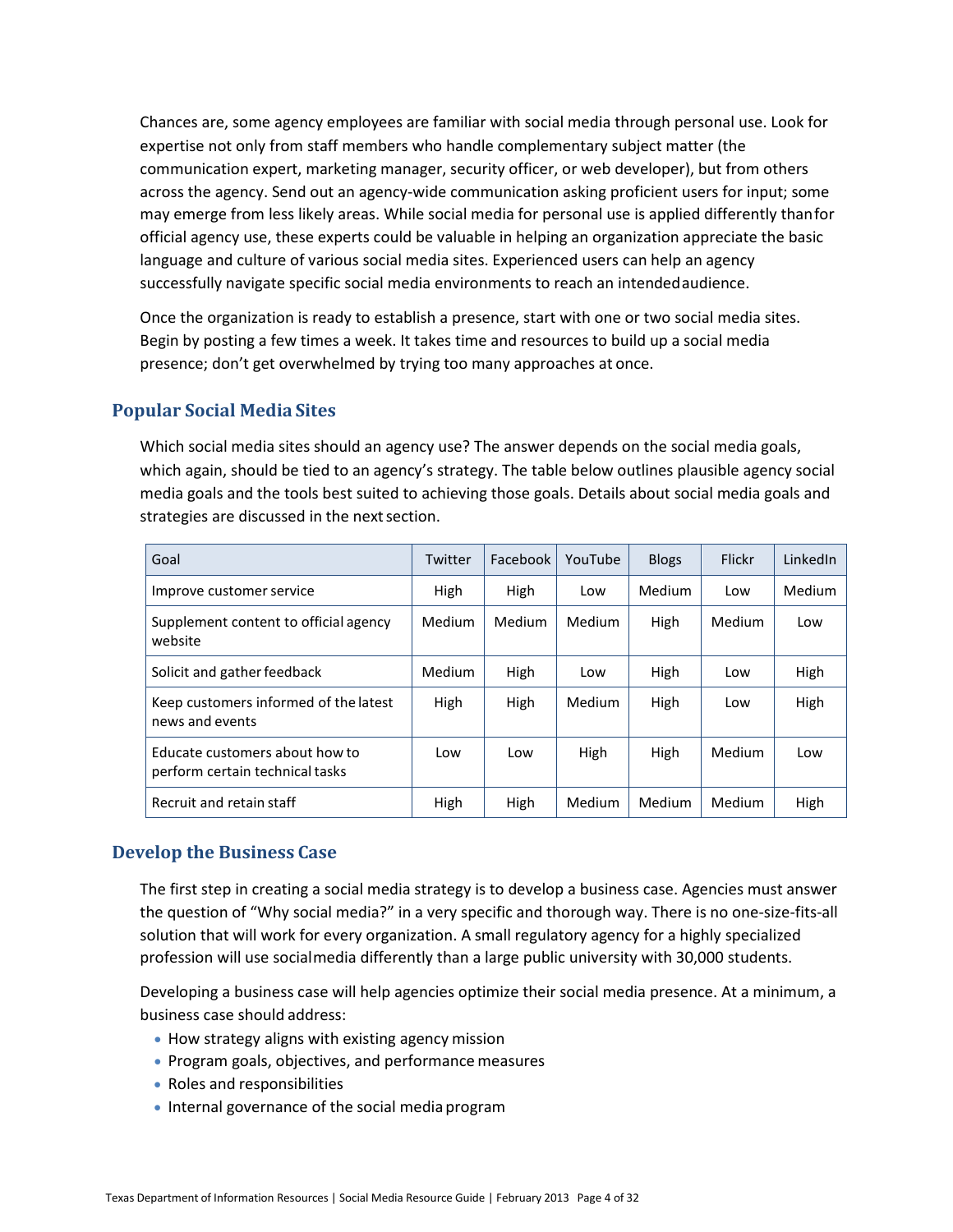Chances are, some agency employees are familiar with social media through personal use. Look for expertise not only from staff members who handle complementary subject matter (the communication expert, marketing manager, security officer, or web developer), but from others across the agency. Send out an agency-wide communication asking proficient users for input; some may emerge from less likely areas. While social media for personal use is applied differently than for official agency use, these experts could be valuable in helping an organization appreciate the basic language and culture of various social media sites. Experienced users can help an agency successfully navigate specific social media environments to reach an intended audience.

Once the organization is ready to establish a presence, start with one or two social media sites. Begin by posting a few times a week. It takes time and resources to build up a social media presence; don't get overwhelmed by trying too many approaches at once.

## Popular Social Media Sites

Which social media sites should an agency use? The answer depends on the social media goals, which again, should be tied to an agency's strategy. The table below outlines plausible agency social media goals and the tools best suited to achieving those goals. Details about social media goals and strategies are discussed in the next section.

| Goal | Twitter | Facebook | YouTube | Blogs | Flickr | LinkedIn |
|---|---|---|---|---|---|---|
| Improve customer service | High | High | Low | Medium | Low | Medium |
| Supplement content to official agency website | Medium | Medium | Medium | High | Medium | Low |
| Solicit and gather feedback | Medium | High | Low | High | Low | High |
| Keep customers informed of the latest news and events | High | High | Medium | High | Low | High |
| Educate customers about how to perform certain technical tasks | Low | Low | High | High | Medium | Low |
| Recruit and retain staff | High | High | Medium | Medium | Medium | High |

## Develop the Business Case

The first step in creating a social media strategy is to develop a business case. Agencies must answer the question of "Why social media?" in a very specific and thorough way. There is no one-size-fits-all solution that will work for every organization. A small regulatory agency for a highly specialized profession will use social media differently than a large public university with 30,000 students.

Developing a business case will help agencies optimize their social media presence. At a minimum, a business case should address:

- How strategy aligns with existing agency mission
- Program goals, objectives, and performance measures
- Roles and responsibilities
- Internal governance of the social media program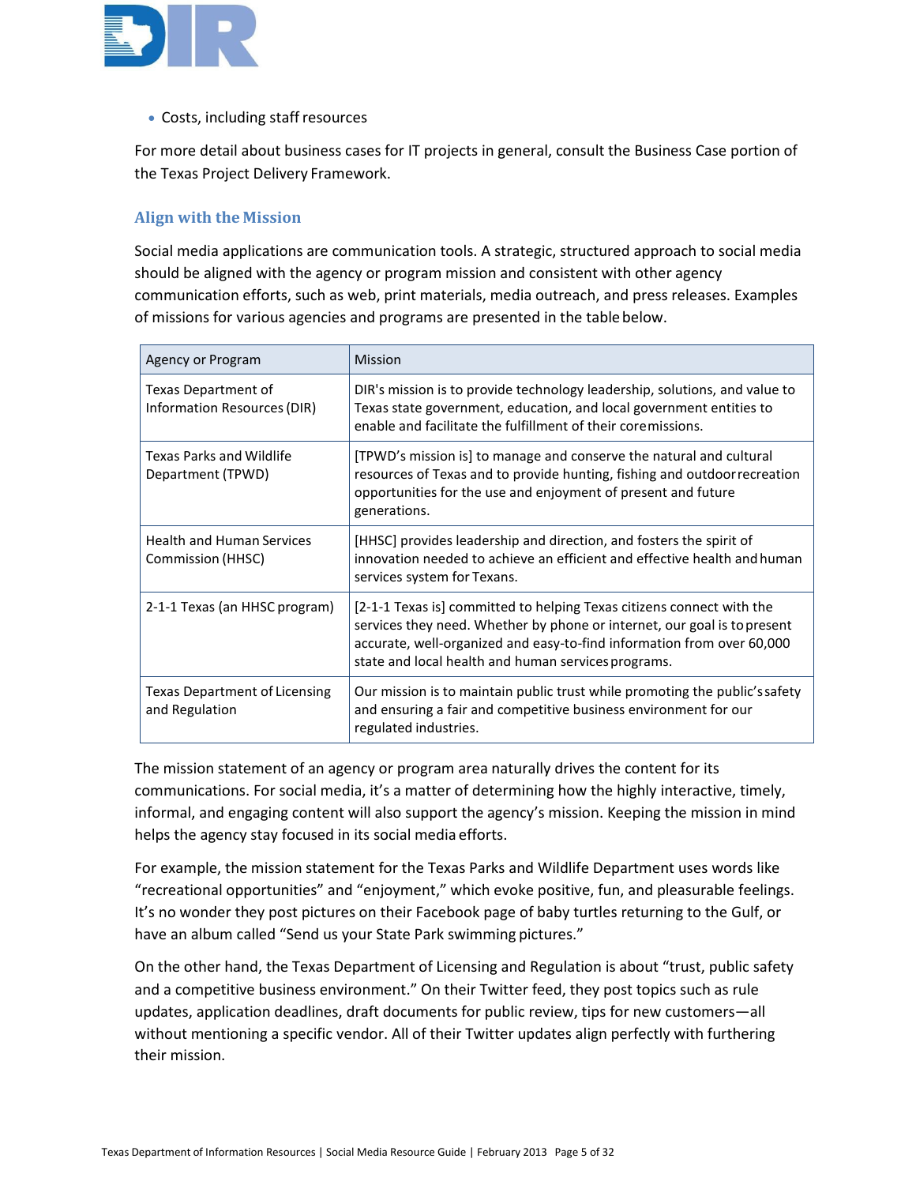- Costs, including staff resources

For more detail about business cases for IT projects in general, consult the Business Case portion of the Texas Project Delivery Framework.

### Align with the Mission

Social media applications are communication tools. A strategic, structured approach to social media should be aligned with the agency or program mission and consistent with other agency communication efforts, such as web, print materials, media outreach, and press releases. Examples of missions for various agencies and programs are presented in the table below.

| Agency or Program | Mission |
|---|---|
| Texas Department of Information Resources (DIR) | DIR's mission is to provide technology leadership, solutions, and value to Texas state government, education, and local government entities to enable and facilitate the fulfillment of their core missions. |
| Texas Parks and Wildlife Department (TPWD) | [TPWD's mission is] to manage and conserve the natural and cultural resources of Texas and to provide hunting, fishing and outdoor recreation opportunities for the use and enjoyment of present and future generations. |
| Health and Human Services Commission (HHSC) | [HHSC] provides leadership and direction, and fosters the spirit of innovation needed to achieve an efficient and effective health and human services system for Texans. |
| 2-1-1 Texas (an HHSC program) | [2-1-1 Texas is] committed to helping Texas citizens connect with the services they need. Whether by phone or internet, our goal is to present accurate, well-organized and easy-to-find information from over 60,000 state and local health and human services programs. |
| Texas Department of Licensing and Regulation | Our mission is to maintain public trust while promoting the public's safety and ensuring a fair and competitive business environment for our regulated industries. |

The mission statement of an agency or program area naturally drives the content for its communications. For social media, it's a matter of determining how the highly interactive, timely, informal, and engaging content will also support the agency's mission. Keeping the mission in mind helps the agency stay focused in its social media efforts.

For example, the mission statement for the Texas Parks and Wildlife Department uses words like "recreational opportunities" and "enjoyment," which evoke positive, fun, and pleasurable feelings. It's no wonder they post pictures on their Facebook page of baby turtles returning to the Gulf, or have an album called "Send us your State Park swimming pictures."

On the other hand, the Texas Department of Licensing and Regulation is about "trust, public safety and a competitive business environment." On their Twitter feed, they post topics such as rule updates, application deadlines, draft documents for public review, tips for new customers—all without mentioning a specific vendor. All of their Twitter updates align perfectly with furthering their mission.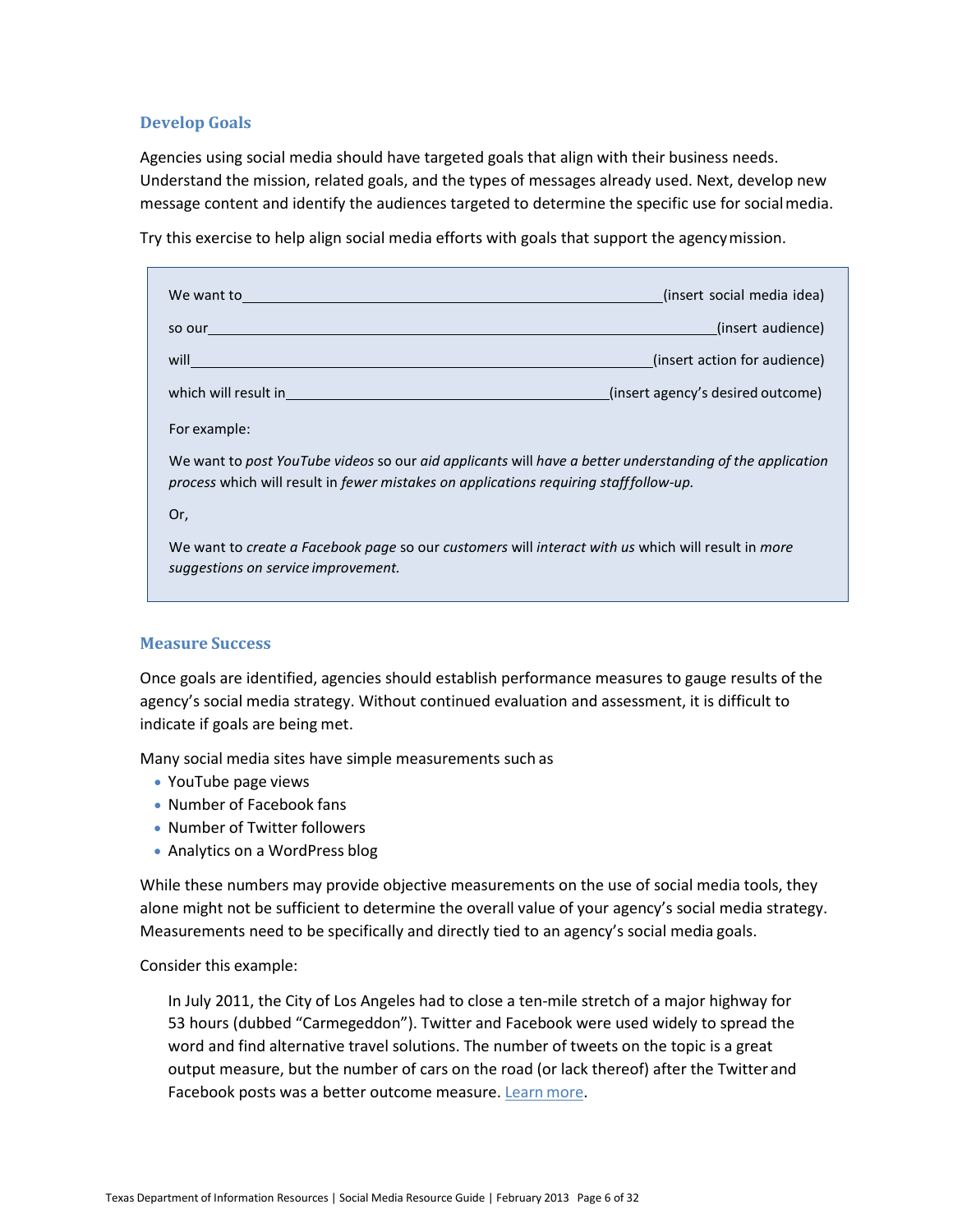### Develop Goals

Agencies using social media should have targeted goals that align with their business needs. Understand the mission, related goals, and the types of messages already used. Next, develop new message content and identify the audiences targeted to determine the specific use for social media.

Try this exercise to help align social media efforts with goals that support the agency mission.

> We want to ________________________________ (insert social media idea)
>
> so our ________________________________ (insert audience)
>
> will ________________________________ (insert action for audience)
>
> which will result in ________________________________ (insert agency's desired outcome)
>
> For example:
>
> We want to *post YouTube videos* so our *aid applicants* will *have a better understanding of the application process* which will result in *fewer mistakes on applications requiring staff follow-up.*
>
> Or,
>
> We want to *create a Facebook page* so our *customers* will *interact with us* which will result in *more suggestions on service improvement.*

### Measure Success

Once goals are identified, agencies should establish performance measures to gauge results of the agency's social media strategy. Without continued evaluation and assessment, it is difficult to indicate if goals are being met.

Many social media sites have simple measurements such as

- YouTube page views
- Number of Facebook fans
- Number of Twitter followers
- Analytics on a WordPress blog

While these numbers may provide objective measurements on the use of social media tools, they alone might not be sufficient to determine the overall value of your agency's social media strategy. Measurements need to be specifically and directly tied to an agency's social media goals.

Consider this example:

> In July 2011, the City of Los Angeles had to close a ten-mile stretch of a major highway for 53 hours (dubbed "Carmegeddon"). Twitter and Facebook were used widely to spread the word and find alternative travel solutions. The number of tweets on the topic is a great output measure, but the number of cars on the road (or lack thereof) after the Twitter and Facebook posts was a better outcome measure. Learn more.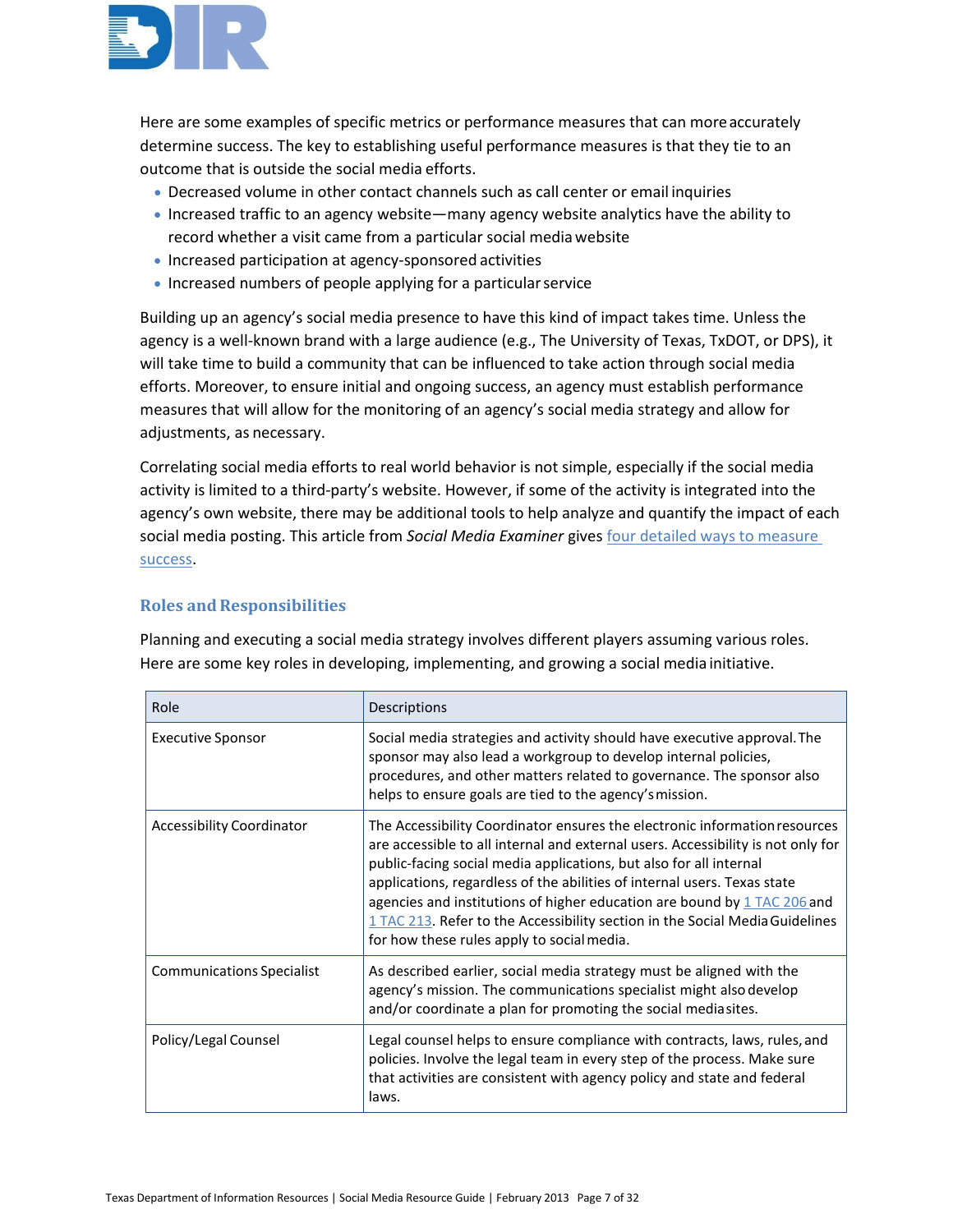Here are some examples of specific metrics or performance measures that can more accurately determine success. The key to establishing useful performance measures is that they tie to an outcome that is outside the social media efforts.

- Decreased volume in other contact channels such as call center or email inquiries
- Increased traffic to an agency website—many agency website analytics have the ability to record whether a visit came from a particular social media website
- Increased participation at agency-sponsored activities
- Increased numbers of people applying for a particular service

Building up an agency's social media presence to have this kind of impact takes time. Unless the agency is a well-known brand with a large audience (e.g., The University of Texas, TxDOT, or DPS), it will take time to build a community that can be influenced to take action through social media efforts. Moreover, to ensure initial and ongoing success, an agency must establish performance measures that will allow for the monitoring of an agency's social media strategy and allow for adjustments, as necessary.

Correlating social media efforts to real world behavior is not simple, especially if the social media activity is limited to a third-party's website. However, if some of the activity is integrated into the agency's own website, there may be additional tools to help analyze and quantify the impact of each social media posting. This article from *Social Media Examiner* gives four detailed ways to measure success.

## Roles and Responsibilities

Planning and executing a social media strategy involves different players assuming various roles. Here are some key roles in developing, implementing, and growing a social media initiative.

| Role | Descriptions |
|---|---|
| Executive Sponsor | Social media strategies and activity should have executive approval. The sponsor may also lead a workgroup to develop internal policies, procedures, and other matters related to governance. The sponsor also helps to ensure goals are tied to the agency's mission. |
| Accessibility Coordinator | The Accessibility Coordinator ensures the electronic information resources are accessible to all internal and external users. Accessibility is not only for public-facing social media applications, but also for all internal applications, regardless of the abilities of internal users. Texas state agencies and institutions of higher education are bound by 1 TAC 206 and 1 TAC 213. Refer to the Accessibility section in the Social Media Guidelines for how these rules apply to social media. |
| Communications Specialist | As described earlier, social media strategy must be aligned with the agency's mission. The communications specialist might also develop and/or coordinate a plan for promoting the social media sites. |
| Policy/Legal Counsel | Legal counsel helps to ensure compliance with contracts, laws, rules, and policies. Involve the legal team in every step of the process. Make sure that activities are consistent with agency policy and state and federal laws. |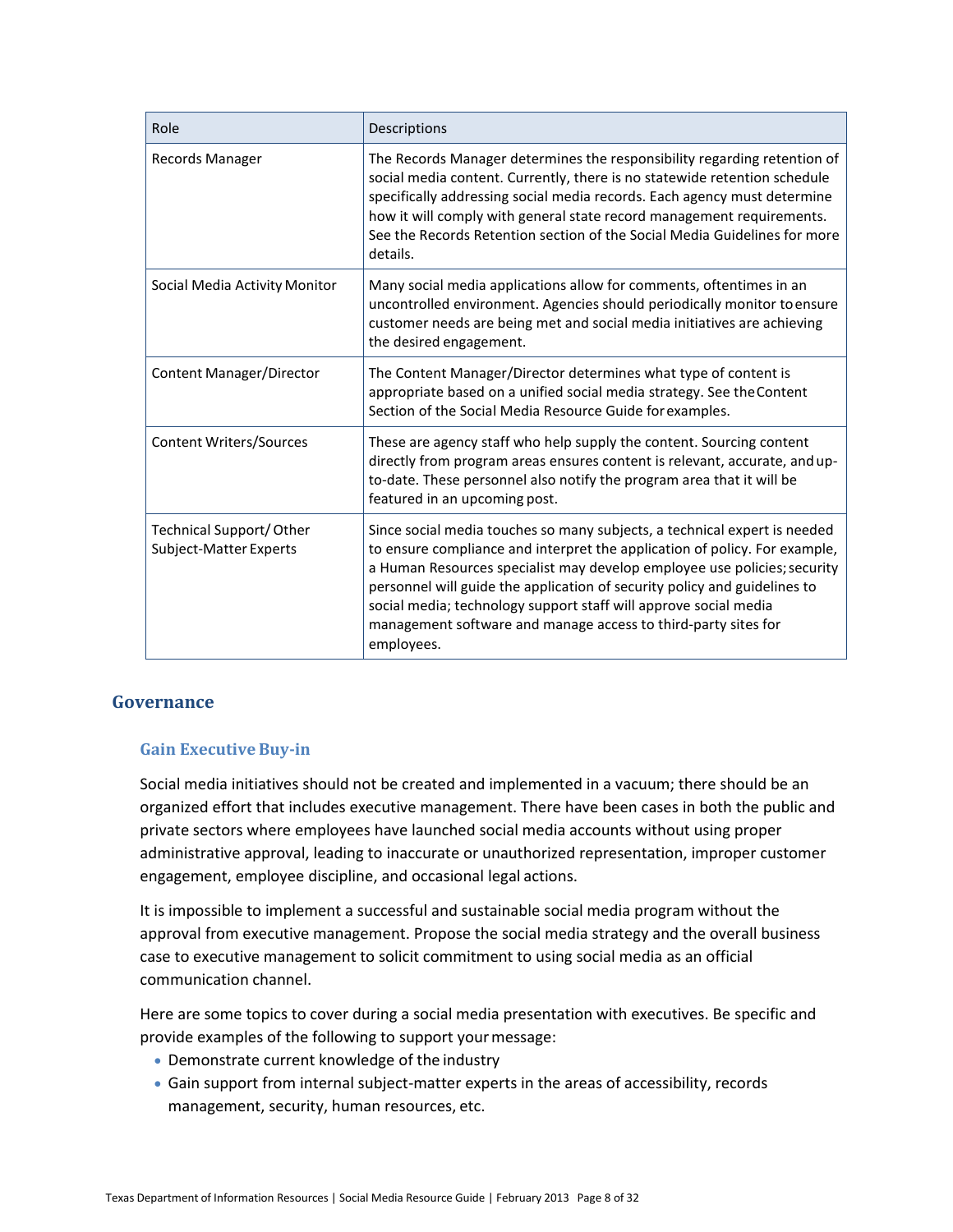| Role | Descriptions |
| --- | --- |
| Records Manager | The Records Manager determines the responsibility regarding retention of social media content. Currently, there is no statewide retention schedule specifically addressing social media records. Each agency must determine how it will comply with general state record management requirements. See the Records Retention section of the Social Media Guidelines for more details. |
| Social Media Activity Monitor | Many social media applications allow for comments, oftentimes in an uncontrolled environment. Agencies should periodically monitor to ensure customer needs are being met and social media initiatives are achieving the desired engagement. |
| Content Manager/Director | The Content Manager/Director determines what type of content is appropriate based on a unified social media strategy. See the Content Section of the Social Media Resource Guide for examples. |
| Content Writers/Sources | These are agency staff who help supply the content. Sourcing content directly from program areas ensures content is relevant, accurate, and up-to-date. These personnel also notify the program area that it will be featured in an upcoming post. |
| Technical Support/ Other Subject-Matter Experts | Since social media touches so many subjects, a technical expert is needed to ensure compliance and interpret the application of policy. For example, a Human Resources specialist may develop employee use policies; security personnel will guide the application of security policy and guidelines to social media; technology support staff will approve social media management software and manage access to third-party sites for employees. |

## Governance

### Gain Executive Buy-in

Social media initiatives should not be created and implemented in a vacuum; there should be an organized effort that includes executive management. There have been cases in both the public and private sectors where employees have launched social media accounts without using proper administrative approval, leading to inaccurate or unauthorized representation, improper customer engagement, employee discipline, and occasional legal actions.

It is impossible to implement a successful and sustainable social media program without the approval from executive management. Propose the social media strategy and the overall business case to executive management to solicit commitment to using social media as an official communication channel.

Here are some topics to cover during a social media presentation with executives. Be specific and provide examples of the following to support your message:

- Demonstrate current knowledge of the industry
- Gain support from internal subject-matter experts in the areas of accessibility, records management, security, human resources, etc.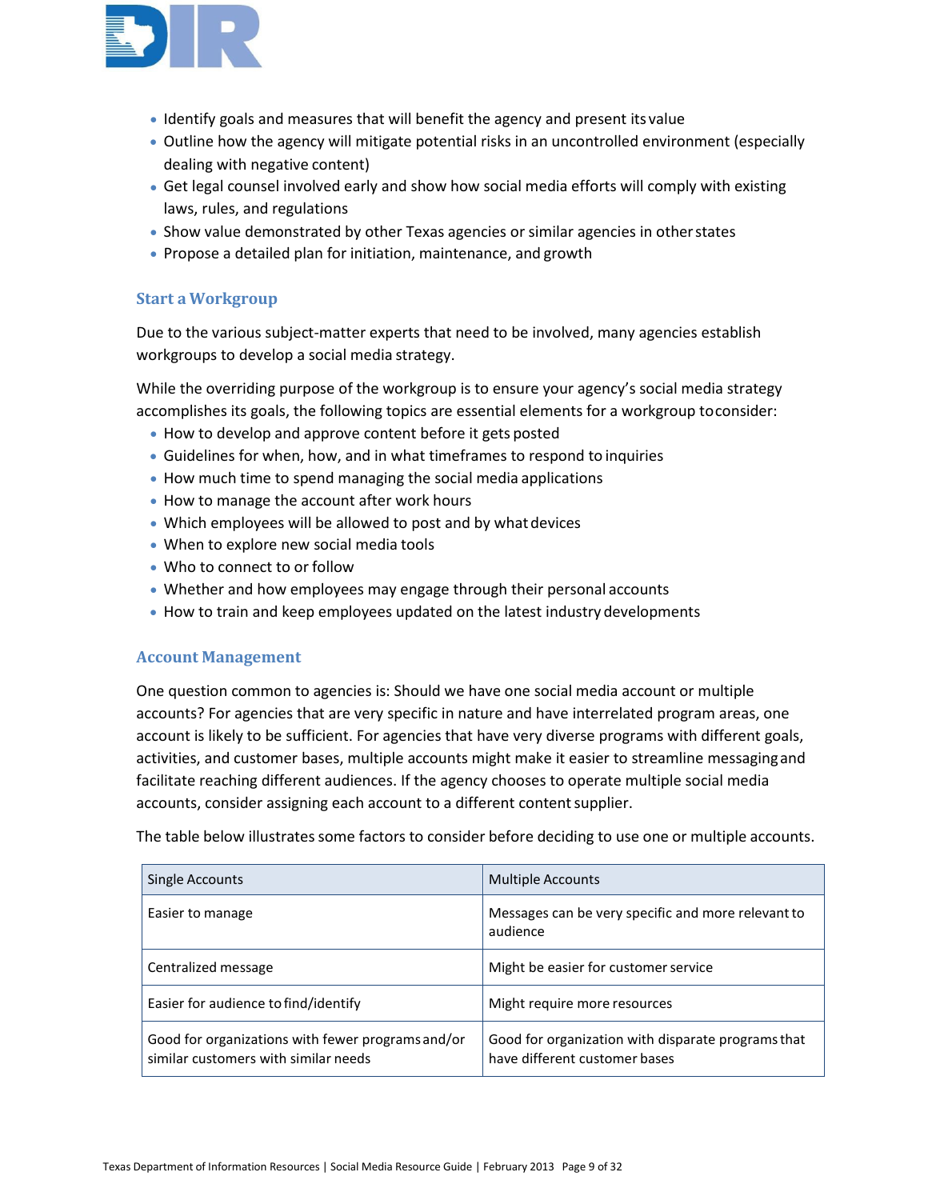- Identify goals and measures that will benefit the agency and present its value
- Outline how the agency will mitigate potential risks in an uncontrolled environment (especially dealing with negative content)
- Get legal counsel involved early and show how social media efforts will comply with existing laws, rules, and regulations
- Show value demonstrated by other Texas agencies or similar agencies in other states
- Propose a detailed plan for initiation, maintenance, and growth

### Start a Workgroup

Due to the various subject-matter experts that need to be involved, many agencies establish workgroups to develop a social media strategy.

While the overriding purpose of the workgroup is to ensure your agency's social media strategy accomplishes its goals, the following topics are essential elements for a workgroup to consider:

- How to develop and approve content before it gets posted
- Guidelines for when, how, and in what timeframes to respond to inquiries
- How much time to spend managing the social media applications
- How to manage the account after work hours
- Which employees will be allowed to post and by what devices
- When to explore new social media tools
- Who to connect to or follow
- Whether and how employees may engage through their personal accounts
- How to train and keep employees updated on the latest industry developments

### Account Management

One question common to agencies is: Should we have one social media account or multiple accounts? For agencies that are very specific in nature and have interrelated program areas, one account is likely to be sufficient. For agencies that have very diverse programs with different goals, activities, and customer bases, multiple accounts might make it easier to streamline messaging and facilitate reaching different audiences. If the agency chooses to operate multiple social media accounts, consider assigning each account to a different content supplier.

The table below illustrates some factors to consider before deciding to use one or multiple accounts.

| Single Accounts | Multiple Accounts |
| --- | --- |
| Easier to manage | Messages can be very specific and more relevant to audience |
| Centralized message | Might be easier for customer service |
| Easier for audience to find/identify | Might require more resources |
| Good for organizations with fewer programs and/or similar customers with similar needs | Good for organization with disparate programs that have different customer bases |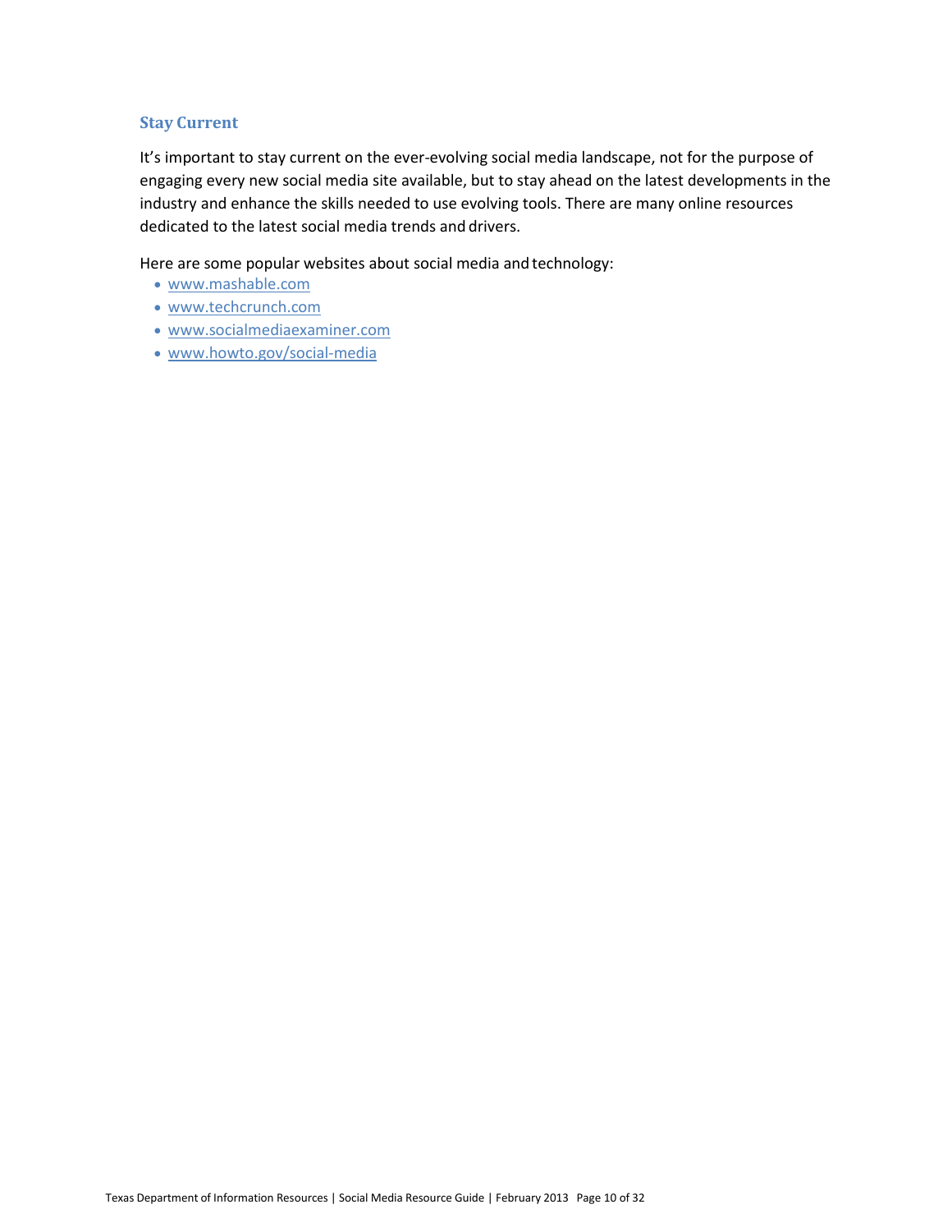### Stay Current

It's important to stay current on the ever-evolving social media landscape, not for the purpose of engaging every new social media site available, but to stay ahead on the latest developments in the industry and enhance the skills needed to use evolving tools. There are many online resources dedicated to the latest social media trends and drivers.

Here are some popular websites about social media and technology:

- www.mashable.com
- www.techcrunch.com
- www.socialmediaexaminer.com
- www.howto.gov/social-media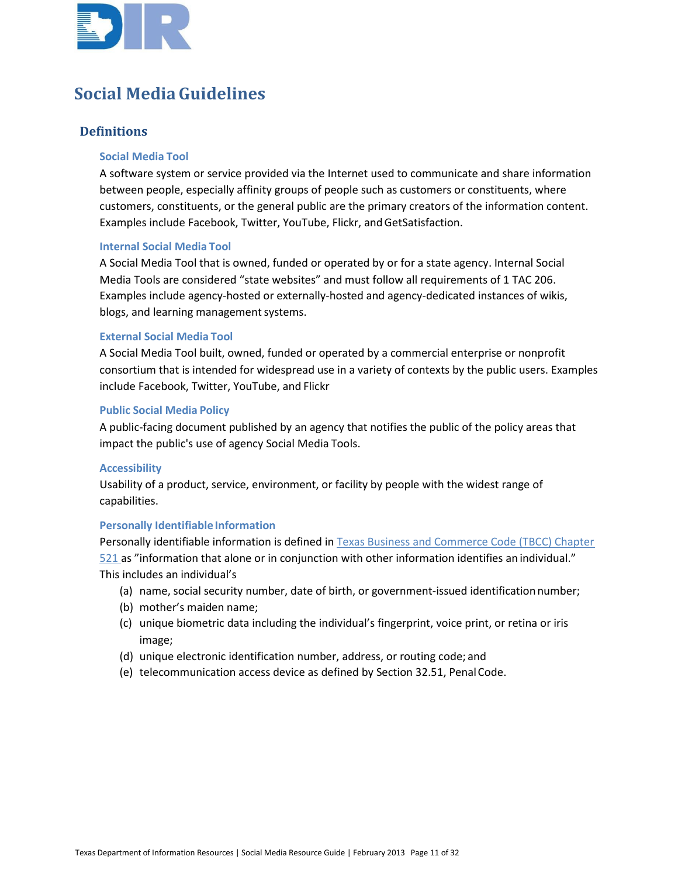# Social Media Guidelines

## Definitions

### Social Media Tool

A software system or service provided via the Internet used to communicate and share information between people, especially affinity groups of people such as customers or constituents, where customers, constituents, or the general public are the primary creators of the information content. Examples include Facebook, Twitter, YouTube, Flickr, and GetSatisfaction.

### Internal Social Media Tool

A Social Media Tool that is owned, funded or operated by or for a state agency. Internal Social Media Tools are considered "state websites" and must follow all requirements of 1 TAC 206. Examples include agency-hosted or externally-hosted and agency-dedicated instances of wikis, blogs, and learning management systems.

### External Social Media Tool

A Social Media Tool built, owned, funded or operated by a commercial enterprise or nonprofit consortium that is intended for widespread use in a variety of contexts by the public users. Examples include Facebook, Twitter, YouTube, and Flickr

### Public Social Media Policy

A public-facing document published by an agency that notifies the public of the policy areas that impact the public's use of agency Social Media Tools.

### Accessibility

Usability of a product, service, environment, or facility by people with the widest range of capabilities.

### Personally Identifiable Information

Personally identifiable information is defined in Texas Business and Commerce Code (TBCC) Chapter 521 as "information that alone or in conjunction with other information identifies an individual." This includes an individual's

(a) name, social security number, date of birth, or government-issued identification number;
(b) mother's maiden name;
(c) unique biometric data including the individual's fingerprint, voice print, or retina or iris image;
(d) unique electronic identification number, address, or routing code; and
(e) telecommunication access device as defined by Section 32.51, Penal Code.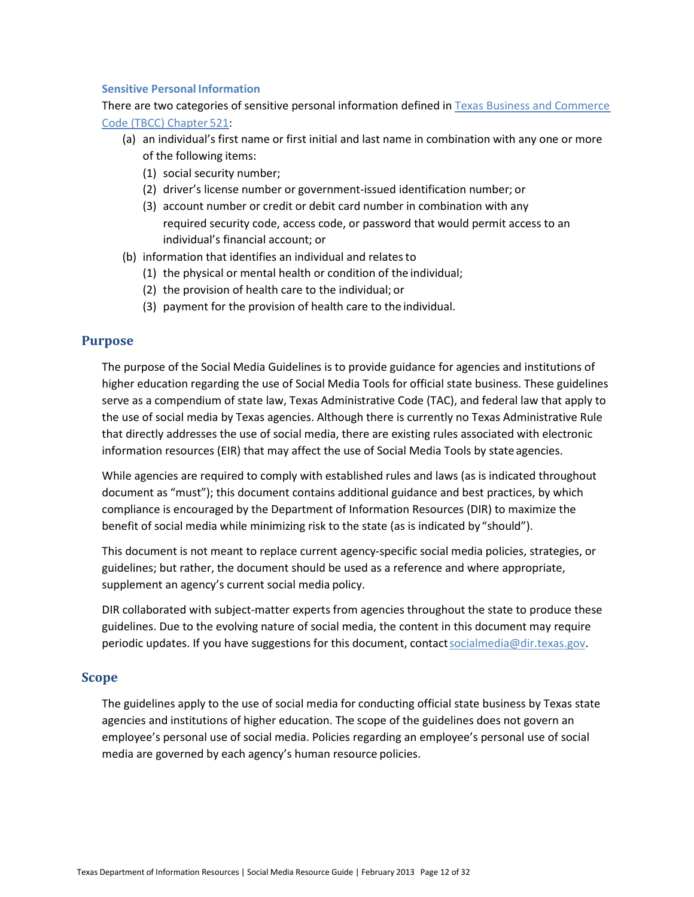### Sensitive Personal Information

There are two categories of sensitive personal information defined in [Texas Business and Commerce Code (TBCC) Chapter 521](Texas Business and Commerce Code (TBCC) Chapter 521):

(a) an individual's first name or first initial and last name in combination with any one or more of the following items:
   (1) social security number;
   (2) driver's license number or government-issued identification number; or
   (3) account number or credit or debit card number in combination with any required security code, access code, or password that would permit access to an individual's financial account; or

(b) information that identifies an individual and relates to
   (1) the physical or mental health or condition of the individual;
   (2) the provision of health care to the individual; or
   (3) payment for the provision of health care to the individual.

## Purpose

The purpose of the Social Media Guidelines is to provide guidance for agencies and institutions of higher education regarding the use of Social Media Tools for official state business. These guidelines serve as a compendium of state law, Texas Administrative Code (TAC), and federal law that apply to the use of social media by Texas agencies. Although there is currently no Texas Administrative Rule that directly addresses the use of social media, there are existing rules associated with electronic information resources (EIR) that may affect the use of Social Media Tools by state agencies.

While agencies are required to comply with established rules and laws (as is indicated throughout document as "must"); this document contains additional guidance and best practices, by which compliance is encouraged by the Department of Information Resources (DIR) to maximize the benefit of social media while minimizing risk to the state (as is indicated by "should").

This document is not meant to replace current agency-specific social media policies, strategies, or guidelines; but rather, the document should be used as a reference and where appropriate, supplement an agency's current social media policy.

DIR collaborated with subject-matter experts from agencies throughout the state to produce these guidelines. Due to the evolving nature of social media, the content in this document may require periodic updates. If you have suggestions for this document, contact socialmedia@dir.texas.gov.

## Scope

The guidelines apply to the use of social media for conducting official state business by Texas state agencies and institutions of higher education. The scope of the guidelines does not govern an employee's personal use of social media. Policies regarding an employee's personal use of social media are governed by each agency's human resource policies.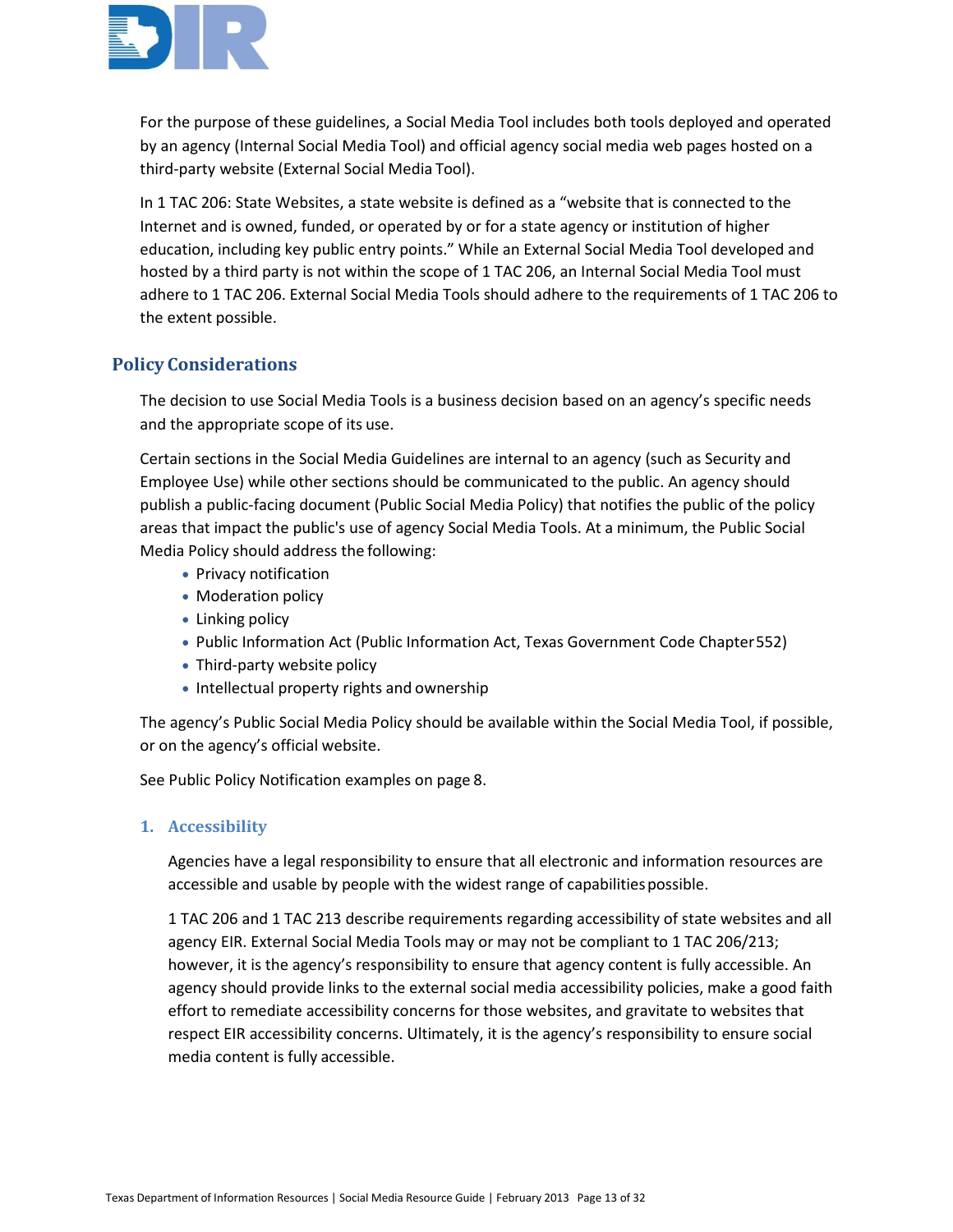For the purpose of these guidelines, a Social Media Tool includes both tools deployed and operated by an agency (Internal Social Media Tool) and official agency social media web pages hosted on a third-party website (External Social Media Tool).

In 1 TAC 206: State Websites, a state website is defined as a "website that is connected to the Internet and is owned, funded, or operated by or for a state agency or institution of higher education, including key public entry points." While an External Social Media Tool developed and hosted by a third party is not within the scope of 1 TAC 206, an Internal Social Media Tool must adhere to 1 TAC 206. External Social Media Tools should adhere to the requirements of 1 TAC 206 to the extent possible.

## Policy Considerations

The decision to use Social Media Tools is a business decision based on an agency's specific needs and the appropriate scope of its use.

Certain sections in the Social Media Guidelines are internal to an agency (such as Security and Employee Use) while other sections should be communicated to the public. An agency should publish a public-facing document (Public Social Media Policy) that notifies the public of the policy areas that impact the public's use of agency Social Media Tools. At a minimum, the Public Social Media Policy should address the following:

- Privacy notification
- Moderation policy
- Linking policy
- Public Information Act (Public Information Act, Texas Government Code Chapter 552)
- Third-party website policy
- Intellectual property rights and ownership

The agency's Public Social Media Policy should be available within the Social Media Tool, if possible, or on the agency's official website.

See Public Policy Notification examples on page 8.

### 1. Accessibility

Agencies have a legal responsibility to ensure that all electronic and information resources are accessible and usable by people with the widest range of capabilities possible.

1 TAC 206 and 1 TAC 213 describe requirements regarding accessibility of state websites and all agency EIR. External Social Media Tools may or may not be compliant to 1 TAC 206/213; however, it is the agency's responsibility to ensure that agency content is fully accessible. An agency should provide links to the external social media accessibility policies, make a good faith effort to remediate accessibility concerns for those websites, and gravitate to websites that respect EIR accessibility concerns. Ultimately, it is the agency's responsibility to ensure social media content is fully accessible.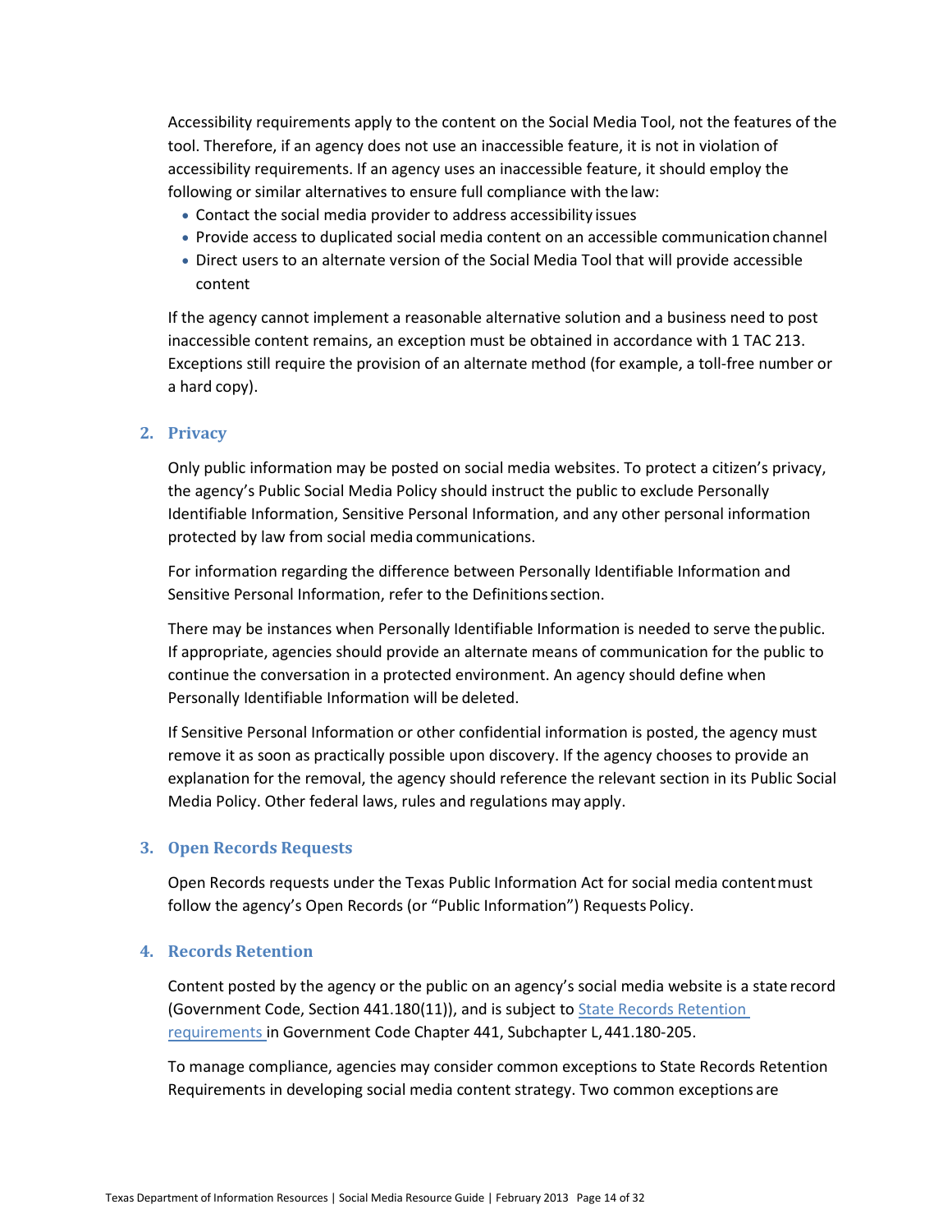Accessibility requirements apply to the content on the Social Media Tool, not the features of the tool. Therefore, if an agency does not use an inaccessible feature, it is not in violation of accessibility requirements. If an agency uses an inaccessible feature, it should employ the following or similar alternatives to ensure full compliance with the law:

- Contact the social media provider to address accessibility issues
- Provide access to duplicated social media content on an accessible communication channel
- Direct users to an alternate version of the Social Media Tool that will provide accessible content

If the agency cannot implement a reasonable alternative solution and a business need to post inaccessible content remains, an exception must be obtained in accordance with 1 TAC 213. Exceptions still require the provision of an alternate method (for example, a toll-free number or a hard copy).

### 2. Privacy

Only public information may be posted on social media websites. To protect a citizen's privacy, the agency's Public Social Media Policy should instruct the public to exclude Personally Identifiable Information, Sensitive Personal Information, and any other personal information protected by law from social media communications.

For information regarding the difference between Personally Identifiable Information and Sensitive Personal Information, refer to the Definitions section.

There may be instances when Personally Identifiable Information is needed to serve the public. If appropriate, agencies should provide an alternate means of communication for the public to continue the conversation in a protected environment. An agency should define when Personally Identifiable Information will be deleted.

If Sensitive Personal Information or other confidential information is posted, the agency must remove it as soon as practically possible upon discovery. If the agency chooses to provide an explanation for the removal, the agency should reference the relevant section in its Public Social Media Policy. Other federal laws, rules and regulations may apply.

### 3. Open Records Requests

Open Records requests under the Texas Public Information Act for social media content must follow the agency's Open Records (or "Public Information") Requests Policy.

### 4. Records Retention

Content posted by the agency or the public on an agency's social media website is a state record (Government Code, Section 441.180(11)), and is subject to State Records Retention requirements in Government Code Chapter 441, Subchapter L, 441.180-205.

To manage compliance, agencies may consider common exceptions to State Records Retention Requirements in developing social media content strategy. Two common exceptions are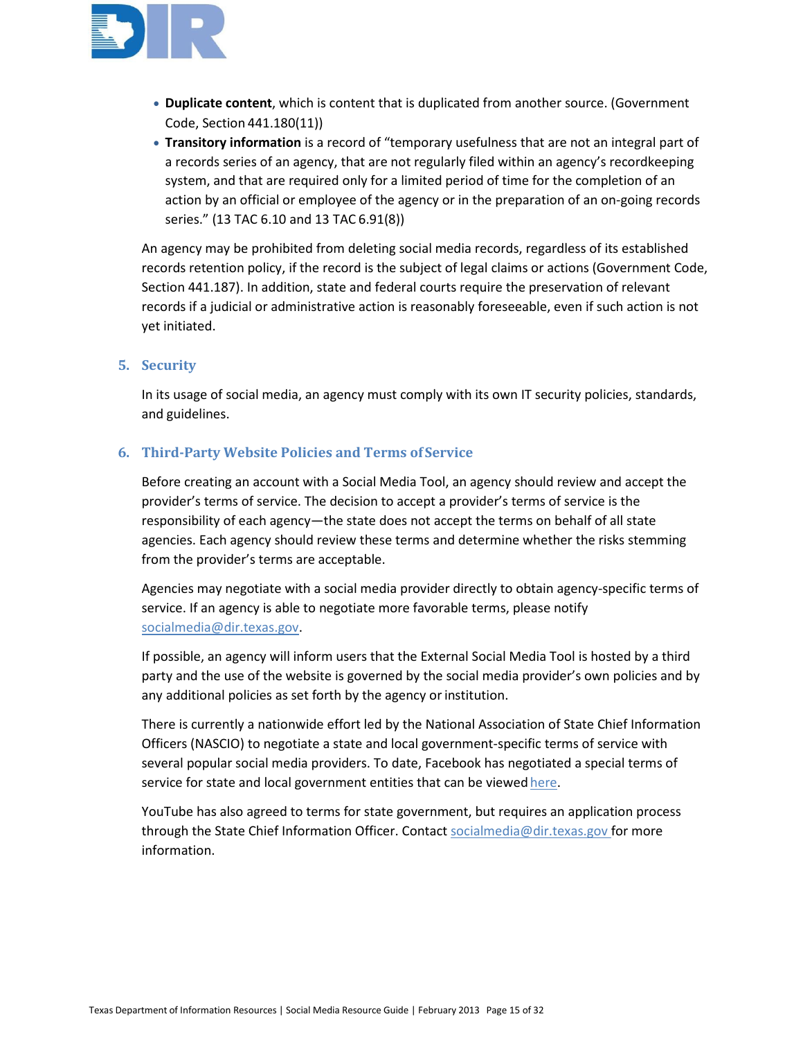- **Duplicate content**, which is content that is duplicated from another source. (Government Code, Section 441.180(11))
- **Transitory information** is a record of "temporary usefulness that are not an integral part of a records series of an agency, that are not regularly filed within an agency's recordkeeping system, and that are required only for a limited period of time for the completion of an action by an official or employee of the agency or in the preparation of an on-going records series." (13 TAC 6.10 and 13 TAC 6.91(8))

An agency may be prohibited from deleting social media records, regardless of its established records retention policy, if the record is the subject of legal claims or actions (Government Code, Section 441.187). In addition, state and federal courts require the preservation of relevant records if a judicial or administrative action is reasonably foreseeable, even if such action is not yet initiated.

## 5. Security

In its usage of social media, an agency must comply with its own IT security policies, standards, and guidelines.

## 6. Third-Party Website Policies and Terms of Service

Before creating an account with a Social Media Tool, an agency should review and accept the provider's terms of service. The decision to accept a provider's terms of service is the responsibility of each agency—the state does not accept the terms on behalf of all state agencies. Each agency should review these terms and determine whether the risks stemming from the provider's terms are acceptable.

Agencies may negotiate with a social media provider directly to obtain agency-specific terms of service. If an agency is able to negotiate more favorable terms, please notify socialmedia@dir.texas.gov.

If possible, an agency will inform users that the External Social Media Tool is hosted by a third party and the use of the website is governed by the social media provider's own policies and by any additional policies as set forth by the agency or institution.

There is currently a nationwide effort led by the National Association of State Chief Information Officers (NASCIO) to negotiate a state and local government-specific terms of service with several popular social media providers. To date, Facebook has negotiated a special terms of service for state and local government entities that can be viewed here.

YouTube has also agreed to terms for state government, but requires an application process through the State Chief Information Officer. Contact socialmedia@dir.texas.gov for more information.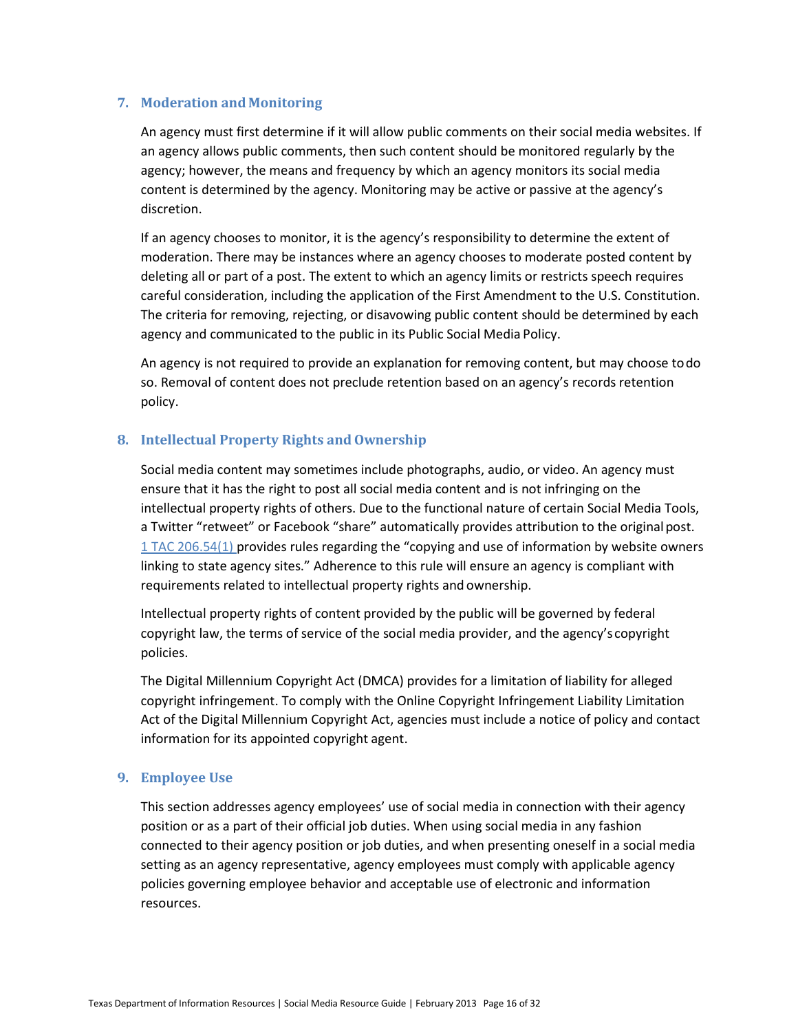## 7. Moderation and Monitoring

An agency must first determine if it will allow public comments on their social media websites. If an agency allows public comments, then such content should be monitored regularly by the agency; however, the means and frequency by which an agency monitors its social media content is determined by the agency. Monitoring may be active or passive at the agency's discretion.

If an agency chooses to monitor, it is the agency's responsibility to determine the extent of moderation. There may be instances where an agency chooses to moderate posted content by deleting all or part of a post. The extent to which an agency limits or restricts speech requires careful consideration, including the application of the First Amendment to the U.S. Constitution. The criteria for removing, rejecting, or disavowing public content should be determined by each agency and communicated to the public in its Public Social Media Policy.

An agency is not required to provide an explanation for removing content, but may choose to do so. Removal of content does not preclude retention based on an agency's records retention policy.

## 8. Intellectual Property Rights and Ownership

Social media content may sometimes include photographs, audio, or video. An agency must ensure that it has the right to post all social media content and is not infringing on the intellectual property rights of others. Due to the functional nature of certain Social Media Tools, a Twitter "retweet" or Facebook "share" automatically provides attribution to the original post. 1 TAC 206.54(1) provides rules regarding the "copying and use of information by website owners linking to state agency sites." Adherence to this rule will ensure an agency is compliant with requirements related to intellectual property rights and ownership.

Intellectual property rights of content provided by the public will be governed by federal copyright law, the terms of service of the social media provider, and the agency's copyright policies.

The Digital Millennium Copyright Act (DMCA) provides for a limitation of liability for alleged copyright infringement. To comply with the Online Copyright Infringement Liability Limitation Act of the Digital Millennium Copyright Act, agencies must include a notice of policy and contact information for its appointed copyright agent.

## 9. Employee Use

This section addresses agency employees' use of social media in connection with their agency position or as a part of their official job duties. When using social media in any fashion connected to their agency position or job duties, and when presenting oneself in a social media setting as an agency representative, agency employees must comply with applicable agency policies governing employee behavior and acceptable use of electronic and information resources.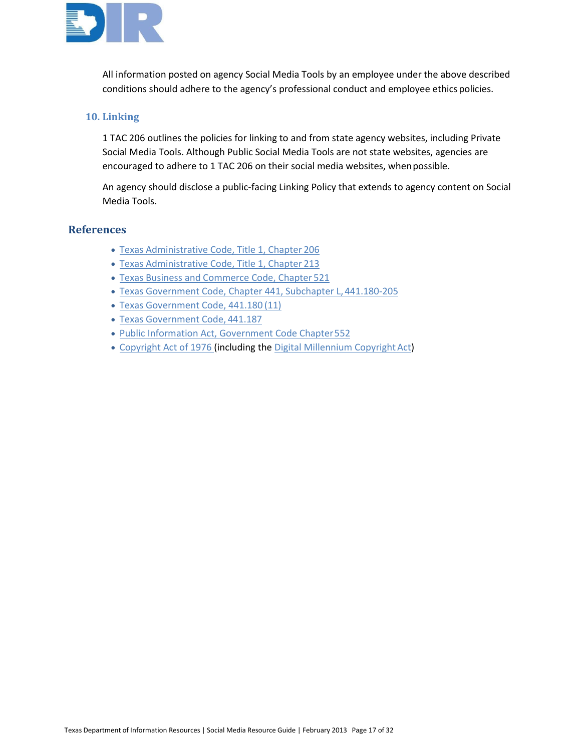All information posted on agency Social Media Tools by an employee under the above described conditions should adhere to the agency's professional conduct and employee ethics policies.

### 10. Linking

1 TAC 206 outlines the policies for linking to and from state agency websites, including Private Social Media Tools. Although Public Social Media Tools are not state websites, agencies are encouraged to adhere to 1 TAC 206 on their social media websites, when possible.

An agency should disclose a public-facing Linking Policy that extends to agency content on Social Media Tools.

## References

- Texas Administrative Code, Title 1, Chapter 206
- Texas Administrative Code, Title 1, Chapter 213
- Texas Business and Commerce Code, Chapter 521
- Texas Government Code, Chapter 441, Subchapter L, 441.180-205
- Texas Government Code, 441.180 (11)
- Texas Government Code, 441.187
- Public Information Act, Government Code Chapter 552
- Copyright Act of 1976 (including the Digital Millennium Copyright Act)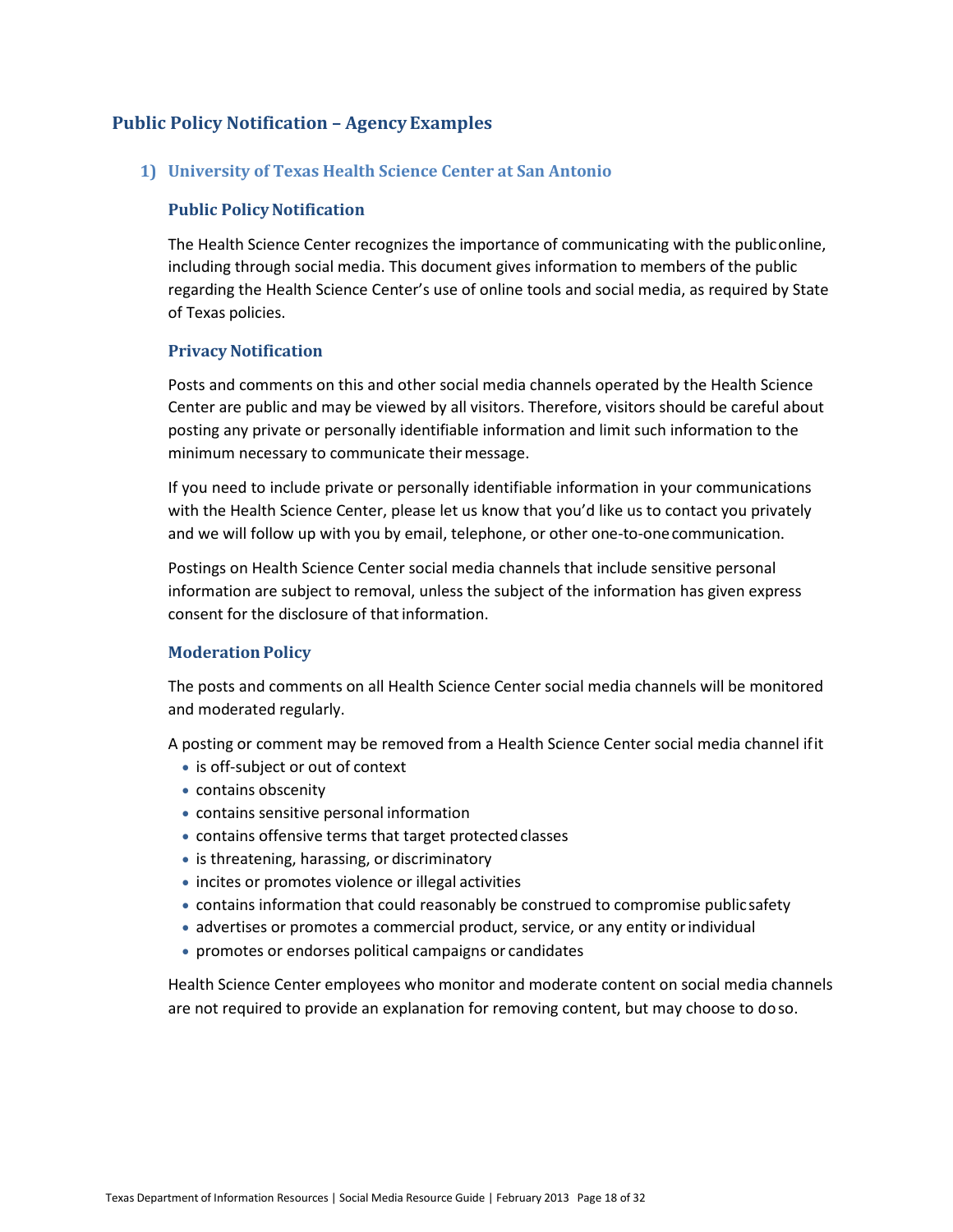## Public Policy Notification – Agency Examples

### 1) University of Texas Health Science Center at San Antonio

#### Public Policy Notification

The Health Science Center recognizes the importance of communicating with the public online, including through social media. This document gives information to members of the public regarding the Health Science Center's use of online tools and social media, as required by State of Texas policies.

#### Privacy Notification

Posts and comments on this and other social media channels operated by the Health Science Center are public and may be viewed by all visitors. Therefore, visitors should be careful about posting any private or personally identifiable information and limit such information to the minimum necessary to communicate their message.

If you need to include private or personally identifiable information in your communications with the Health Science Center, please let us know that you'd like us to contact you privately and we will follow up with you by email, telephone, or other one-to-one communication.

Postings on Health Science Center social media channels that include sensitive personal information are subject to removal, unless the subject of the information has given express consent for the disclosure of that information.

#### Moderation Policy

The posts and comments on all Health Science Center social media channels will be monitored and moderated regularly.

A posting or comment may be removed from a Health Science Center social media channel if it

- is off-subject or out of context
- contains obscenity
- contains sensitive personal information
- contains offensive terms that target protected classes
- is threatening, harassing, or discriminatory
- incites or promotes violence or illegal activities
- contains information that could reasonably be construed to compromise public safety
- advertises or promotes a commercial product, service, or any entity or individual
- promotes or endorses political campaigns or candidates

Health Science Center employees who monitor and moderate content on social media channels are not required to provide an explanation for removing content, but may choose to do so.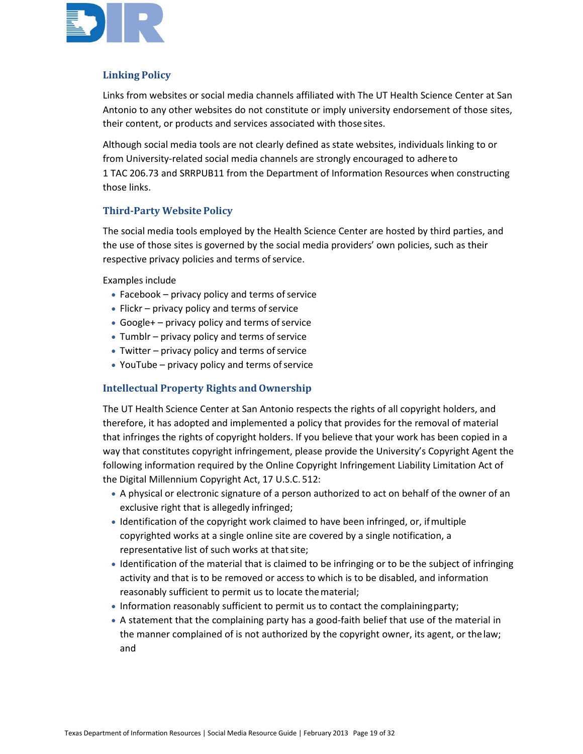### Linking Policy

Links from websites or social media channels affiliated with The UT Health Science Center at San Antonio to any other websites do not constitute or imply university endorsement of those sites, their content, or products and services associated with those sites.

Although social media tools are not clearly defined as state websites, individuals linking to or from University-related social media channels are strongly encouraged to adhere to 1 TAC 206.73 and SRRPUB11 from the Department of Information Resources when constructing those links.

### Third-Party Website Policy

The social media tools employed by the Health Science Center are hosted by third parties, and the use of those sites is governed by the social media providers' own policies, such as their respective privacy policies and terms of service.

Examples include

- Facebook – privacy policy and terms of service
- Flickr – privacy policy and terms of service
- Google+ – privacy policy and terms of service
- Tumblr – privacy policy and terms of service
- Twitter – privacy policy and terms of service
- YouTube – privacy policy and terms of service

### Intellectual Property Rights and Ownership

The UT Health Science Center at San Antonio respects the rights of all copyright holders, and therefore, it has adopted and implemented a policy that provides for the removal of material that infringes the rights of copyright holders. If you believe that your work has been copied in a way that constitutes copyright infringement, please provide the University's Copyright Agent the following information required by the Online Copyright Infringement Liability Limitation Act of the Digital Millennium Copyright Act, 17 U.S.C. 512:

- A physical or electronic signature of a person authorized to act on behalf of the owner of an exclusive right that is allegedly infringed;
- Identification of the copyright work claimed to have been infringed, or, if multiple copyrighted works at a single online site are covered by a single notification, a representative list of such works at that site;
- Identification of the material that is claimed to be infringing or to be the subject of infringing activity and that is to be removed or access to which is to be disabled, and information reasonably sufficient to permit us to locate the material;
- Information reasonably sufficient to permit us to contact the complaining party;
- A statement that the complaining party has a good-faith belief that use of the material in the manner complained of is not authorized by the copyright owner, its agent, or the law; and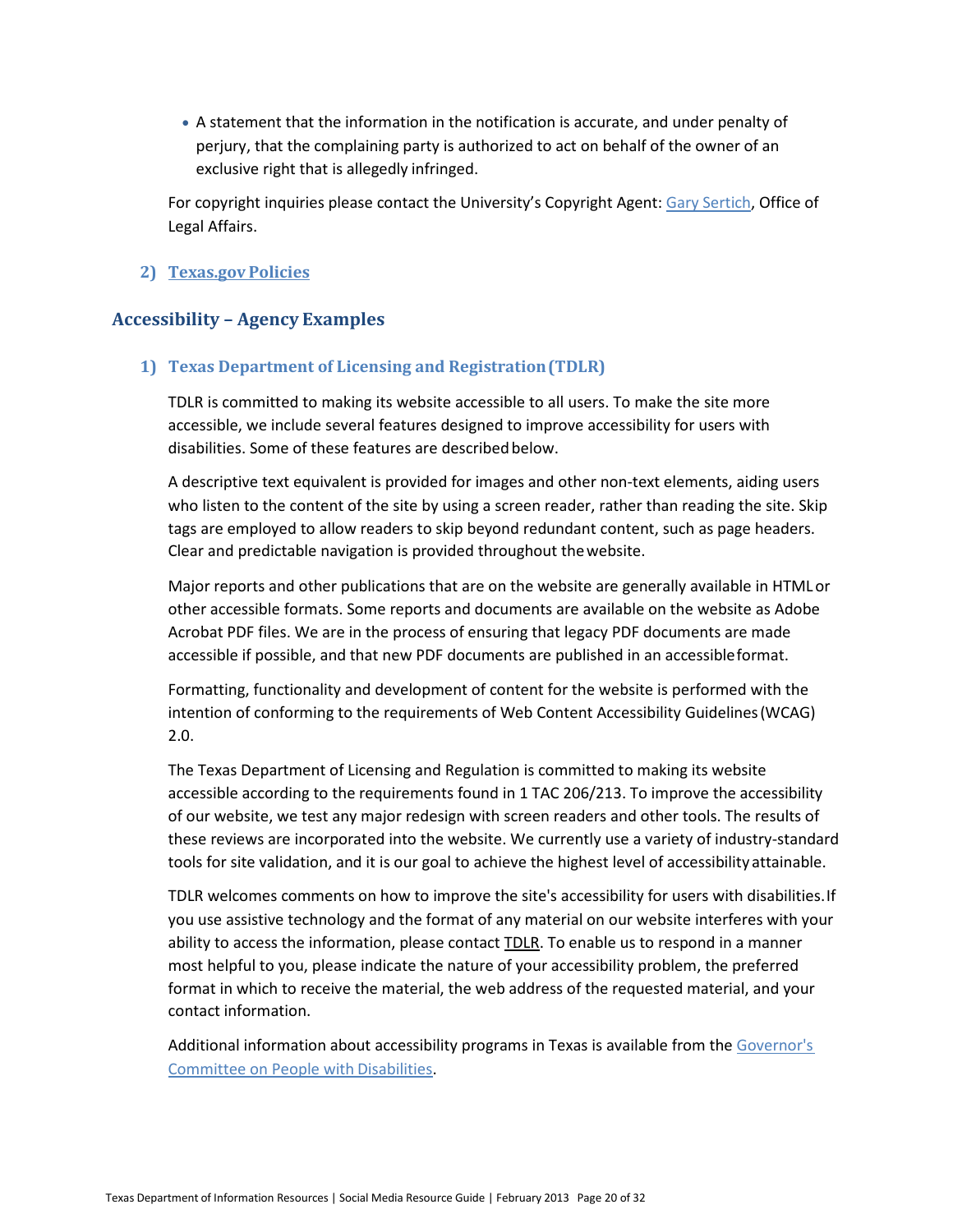- A statement that the information in the notification is accurate, and under penalty of perjury, that the complaining party is authorized to act on behalf of the owner of an exclusive right that is allegedly infringed.

For copyright inquiries please contact the University's Copyright Agent: Gary Sertich, Office of Legal Affairs.

### 2) Texas.gov Policies

## Accessibility – Agency Examples

### 1) Texas Department of Licensing and Registration (TDLR)

TDLR is committed to making its website accessible to all users. To make the site more accessible, we include several features designed to improve accessibility for users with disabilities. Some of these features are described below.

A descriptive text equivalent is provided for images and other non-text elements, aiding users who listen to the content of the site by using a screen reader, rather than reading the site. Skip tags are employed to allow readers to skip beyond redundant content, such as page headers. Clear and predictable navigation is provided throughout the website.

Major reports and other publications that are on the website are generally available in HTML or other accessible formats. Some reports and documents are available on the website as Adobe Acrobat PDF files. We are in the process of ensuring that legacy PDF documents are made accessible if possible, and that new PDF documents are published in an accessible format.

Formatting, functionality and development of content for the website is performed with the intention of conforming to the requirements of Web Content Accessibility Guidelines (WCAG) 2.0.

The Texas Department of Licensing and Regulation is committed to making its website accessible according to the requirements found in 1 TAC 206/213. To improve the accessibility of our website, we test any major redesign with screen readers and other tools. The results of these reviews are incorporated into the website. We currently use a variety of industry-standard tools for site validation, and it is our goal to achieve the highest level of accessibility attainable.

TDLR welcomes comments on how to improve the site's accessibility for users with disabilities. If you use assistive technology and the format of any material on our website interferes with your ability to access the information, please contact TDLR. To enable us to respond in a manner most helpful to you, please indicate the nature of your accessibility problem, the preferred format in which to receive the material, the web address of the requested material, and your contact information.

Additional information about accessibility programs in Texas is available from the Governor's Committee on People with Disabilities.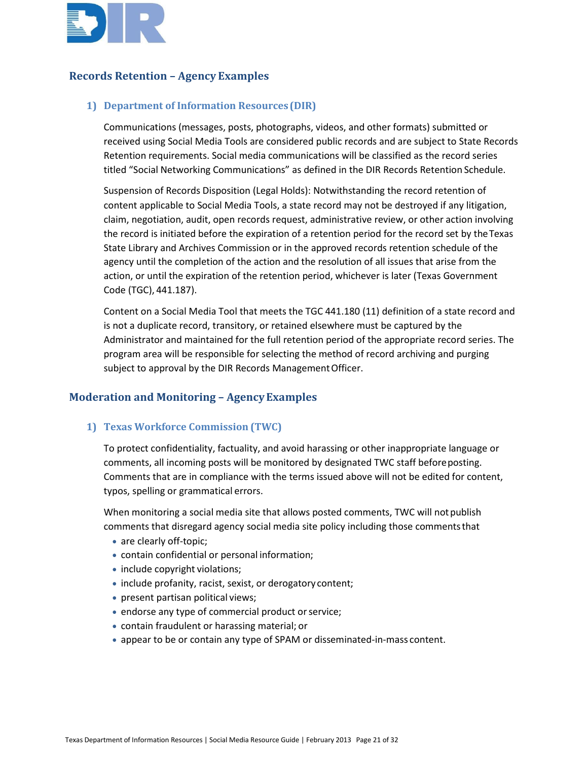## Records Retention – Agency Examples

### 1) Department of Information Resources (DIR)

Communications (messages, posts, photographs, videos, and other formats) submitted or received using Social Media Tools are considered public records and are subject to State Records Retention requirements. Social media communications will be classified as the record series titled "Social Networking Communications" as defined in the DIR Records Retention Schedule.

Suspension of Records Disposition (Legal Holds): Notwithstanding the record retention of content applicable to Social Media Tools, a state record may not be destroyed if any litigation, claim, negotiation, audit, open records request, administrative review, or other action involving the record is initiated before the expiration of a retention period for the record set by the Texas State Library and Archives Commission or in the approved records retention schedule of the agency until the completion of the action and the resolution of all issues that arise from the action, or until the expiration of the retention period, whichever is later (Texas Government Code (TGC), 441.187).

Content on a Social Media Tool that meets the TGC 441.180 (11) definition of a state record and is not a duplicate record, transitory, or retained elsewhere must be captured by the Administrator and maintained for the full retention period of the appropriate record series. The program area will be responsible for selecting the method of record archiving and purging subject to approval by the DIR Records Management Officer.

## Moderation and Monitoring – Agency Examples

### 1) Texas Workforce Commission (TWC)

To protect confidentiality, factuality, and avoid harassing or other inappropriate language or comments, all incoming posts will be monitored by designated TWC staff before posting. Comments that are in compliance with the terms issued above will not be edited for content, typos, spelling or grammatical errors.

When monitoring a social media site that allows posted comments, TWC will not publish comments that disregard agency social media site policy including those comments that

- are clearly off-topic;
- contain confidential or personal information;
- include copyright violations;
- include profanity, racist, sexist, or derogatory content;
- present partisan political views;
- endorse any type of commercial product or service;
- contain fraudulent or harassing material; or
- appear to be or contain any type of SPAM or disseminated-in-mass content.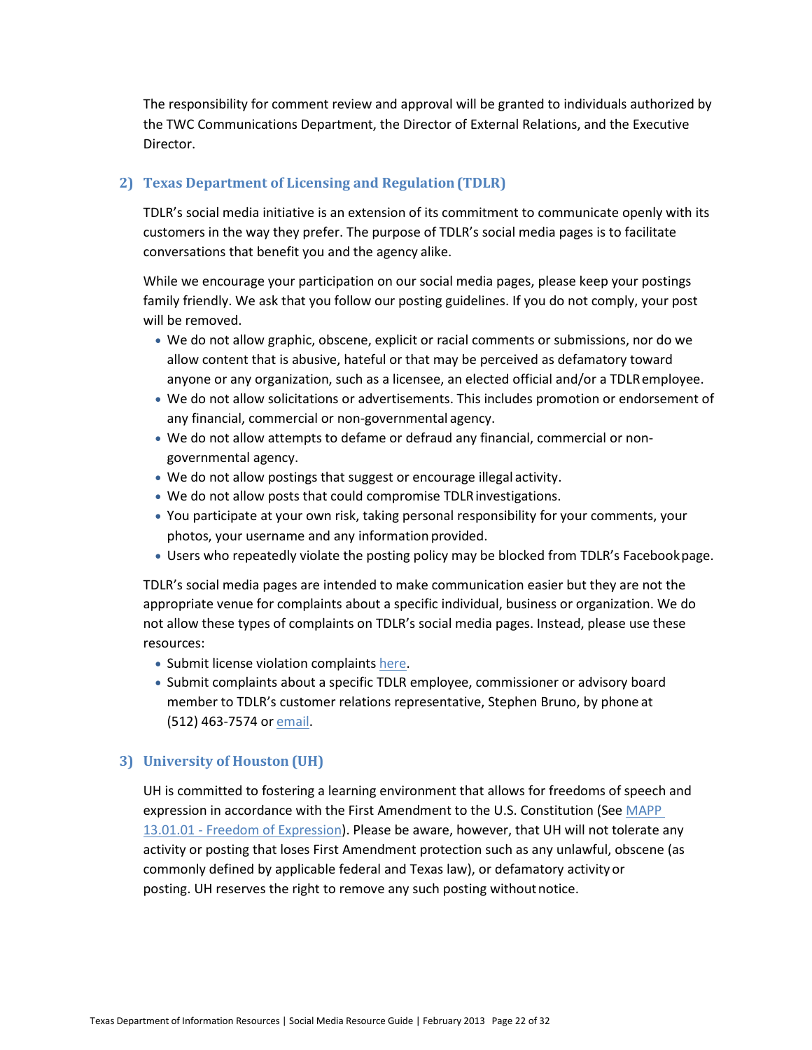The responsibility for comment review and approval will be granted to individuals authorized by the TWC Communications Department, the Director of External Relations, and the Executive Director.

### 2) Texas Department of Licensing and Regulation (TDLR)

TDLR's social media initiative is an extension of its commitment to communicate openly with its customers in the way they prefer. The purpose of TDLR's social media pages is to facilitate conversations that benefit you and the agency alike.

While we encourage your participation on our social media pages, please keep your postings family friendly. We ask that you follow our posting guidelines. If you do not comply, your post will be removed.

- We do not allow graphic, obscene, explicit or racial comments or submissions, nor do we allow content that is abusive, hateful or that may be perceived as defamatory toward anyone or any organization, such as a licensee, an elected official and/or a TDLR employee.
- We do not allow solicitations or advertisements. This includes promotion or endorsement of any financial, commercial or non-governmental agency.
- We do not allow attempts to defame or defraud any financial, commercial or non-governmental agency.
- We do not allow postings that suggest or encourage illegal activity.
- We do not allow posts that could compromise TDLR investigations.
- You participate at your own risk, taking personal responsibility for your comments, your photos, your username and any information provided.
- Users who repeatedly violate the posting policy may be blocked from TDLR's Facebook page.

TDLR's social media pages are intended to make communication easier but they are not the appropriate venue for complaints about a specific individual, business or organization. We do not allow these types of complaints on TDLR's social media pages. Instead, please use these resources:

- Submit license violation complaints here.
- Submit complaints about a specific TDLR employee, commissioner or advisory board member to TDLR's customer relations representative, Stephen Bruno, by phone at (512) 463-7574 or email.

### 3) University of Houston (UH)

UH is committed to fostering a learning environment that allows for freedoms of speech and expression in accordance with the First Amendment to the U.S. Constitution (See MAPP 13.01.01 - Freedom of Expression). Please be aware, however, that UH will not tolerate any activity or posting that loses First Amendment protection such as any unlawful, obscene (as commonly defined by applicable federal and Texas law), or defamatory activity or posting. UH reserves the right to remove any such posting without notice.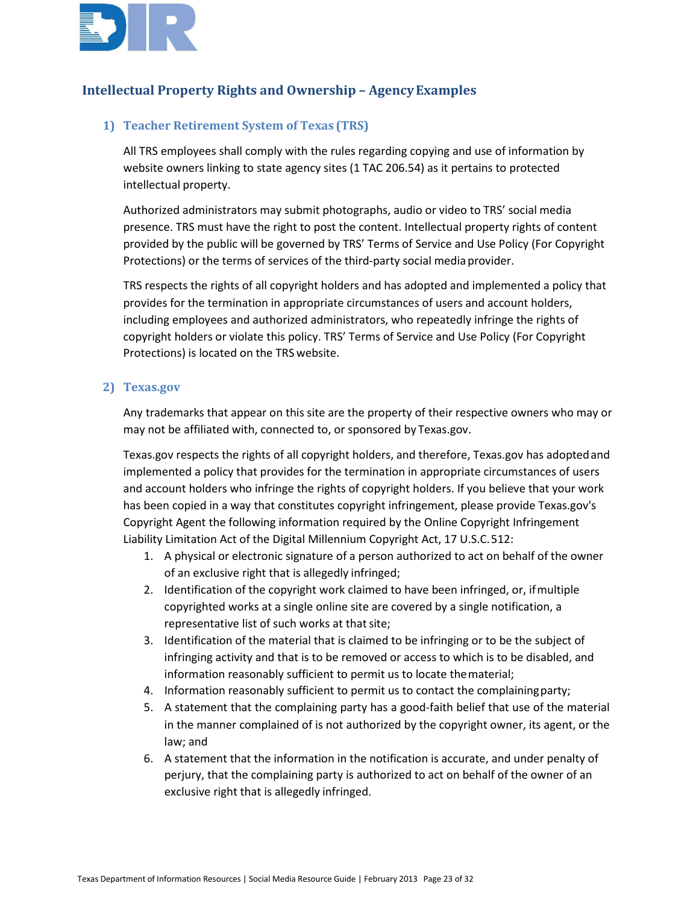## Intellectual Property Rights and Ownership – Agency Examples

### 1) Teacher Retirement System of Texas (TRS)

All TRS employees shall comply with the rules regarding copying and use of information by website owners linking to state agency sites (1 TAC 206.54) as it pertains to protected intellectual property.

Authorized administrators may submit photographs, audio or video to TRS' social media presence. TRS must have the right to post the content. Intellectual property rights of content provided by the public will be governed by TRS' Terms of Service and Use Policy (For Copyright Protections) or the terms of services of the third-party social media provider.

TRS respects the rights of all copyright holders and has adopted and implemented a policy that provides for the termination in appropriate circumstances of users and account holders, including employees and authorized administrators, who repeatedly infringe the rights of copyright holders or violate this policy. TRS' Terms of Service and Use Policy (For Copyright Protections) is located on the TRS website.

### 2) Texas.gov

Any trademarks that appear on this site are the property of their respective owners who may or may not be affiliated with, connected to, or sponsored by Texas.gov.

Texas.gov respects the rights of all copyright holders, and therefore, Texas.gov has adopted and implemented a policy that provides for the termination in appropriate circumstances of users and account holders who infringe the rights of copyright holders. If you believe that your work has been copied in a way that constitutes copyright infringement, please provide Texas.gov's Copyright Agent the following information required by the Online Copyright Infringement Liability Limitation Act of the Digital Millennium Copyright Act, 17 U.S.C. 512:

1. A physical or electronic signature of a person authorized to act on behalf of the owner of an exclusive right that is allegedly infringed;
2. Identification of the copyright work claimed to have been infringed, or, if multiple copyrighted works at a single online site are covered by a single notification, a representative list of such works at that site;
3. Identification of the material that is claimed to be infringing or to be the subject of infringing activity and that is to be removed or access to which is to be disabled, and information reasonably sufficient to permit us to locate the material;
4. Information reasonably sufficient to permit us to contact the complaining party;
5. A statement that the complaining party has a good-faith belief that use of the material in the manner complained of is not authorized by the copyright owner, its agent, or the law; and
6. A statement that the information in the notification is accurate, and under penalty of perjury, that the complaining party is authorized to act on behalf of the owner of an exclusive right that is allegedly infringed.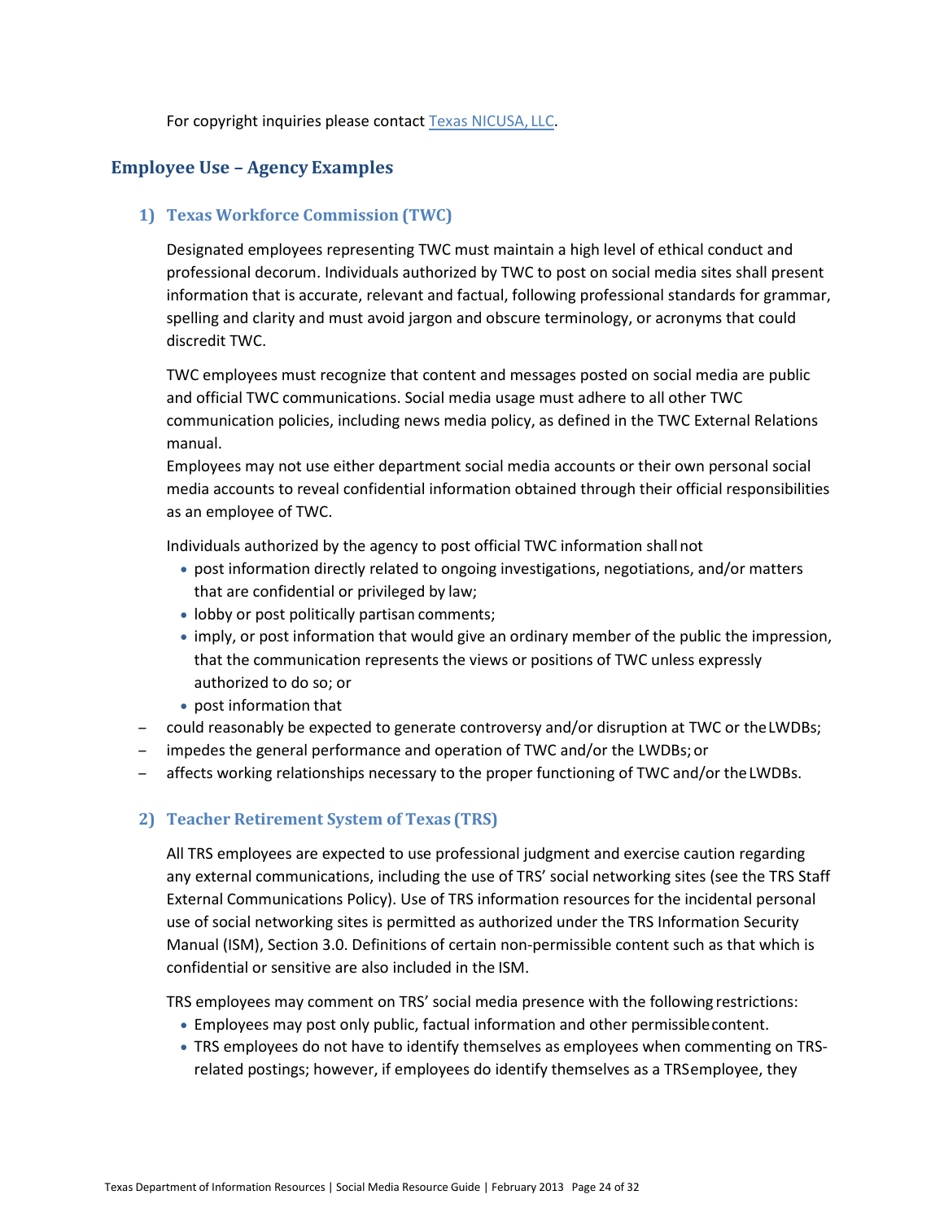For copyright inquiries please contact [Texas NICUSA, LLC](#).

## Employee Use – Agency Examples

### 1) Texas Workforce Commission (TWC)

Designated employees representing TWC must maintain a high level of ethical conduct and professional decorum. Individuals authorized by TWC to post on social media sites shall present information that is accurate, relevant and factual, following professional standards for grammar, spelling and clarity and must avoid jargon and obscure terminology, or acronyms that could discredit TWC.

TWC employees must recognize that content and messages posted on social media are public and official TWC communications. Social media usage must adhere to all other TWC communication policies, including news media policy, as defined in the TWC External Relations manual.
Employees may not use either department social media accounts or their own personal social media accounts to reveal confidential information obtained through their official responsibilities as an employee of TWC.

Individuals authorized by the agency to post official TWC information shall not

- post information directly related to ongoing investigations, negotiations, and/or matters that are confidential or privileged by law;
- lobby or post politically partisan comments;
- imply, or post information that would give an ordinary member of the public the impression, that the communication represents the views or positions of TWC unless expressly authorized to do so; or
- post information that

- could reasonably be expected to generate controversy and/or disruption at TWC or the LWDBs;
- impedes the general performance and operation of TWC and/or the LWDBs; or
- affects working relationships necessary to the proper functioning of TWC and/or the LWDBs.

### 2) Teacher Retirement System of Texas (TRS)

All TRS employees are expected to use professional judgment and exercise caution regarding any external communications, including the use of TRS' social networking sites (see the TRS Staff External Communications Policy). Use of TRS information resources for the incidental personal use of social networking sites is permitted as authorized under the TRS Information Security Manual (ISM), Section 3.0. Definitions of certain non-permissible content such as that which is confidential or sensitive are also included in the ISM.

TRS employees may comment on TRS' social media presence with the following restrictions:

- Employees may post only public, factual information and other permissible content.
- TRS employees do not have to identify themselves as employees when commenting on TRS-related postings; however, if employees do identify themselves as a TRS employee, they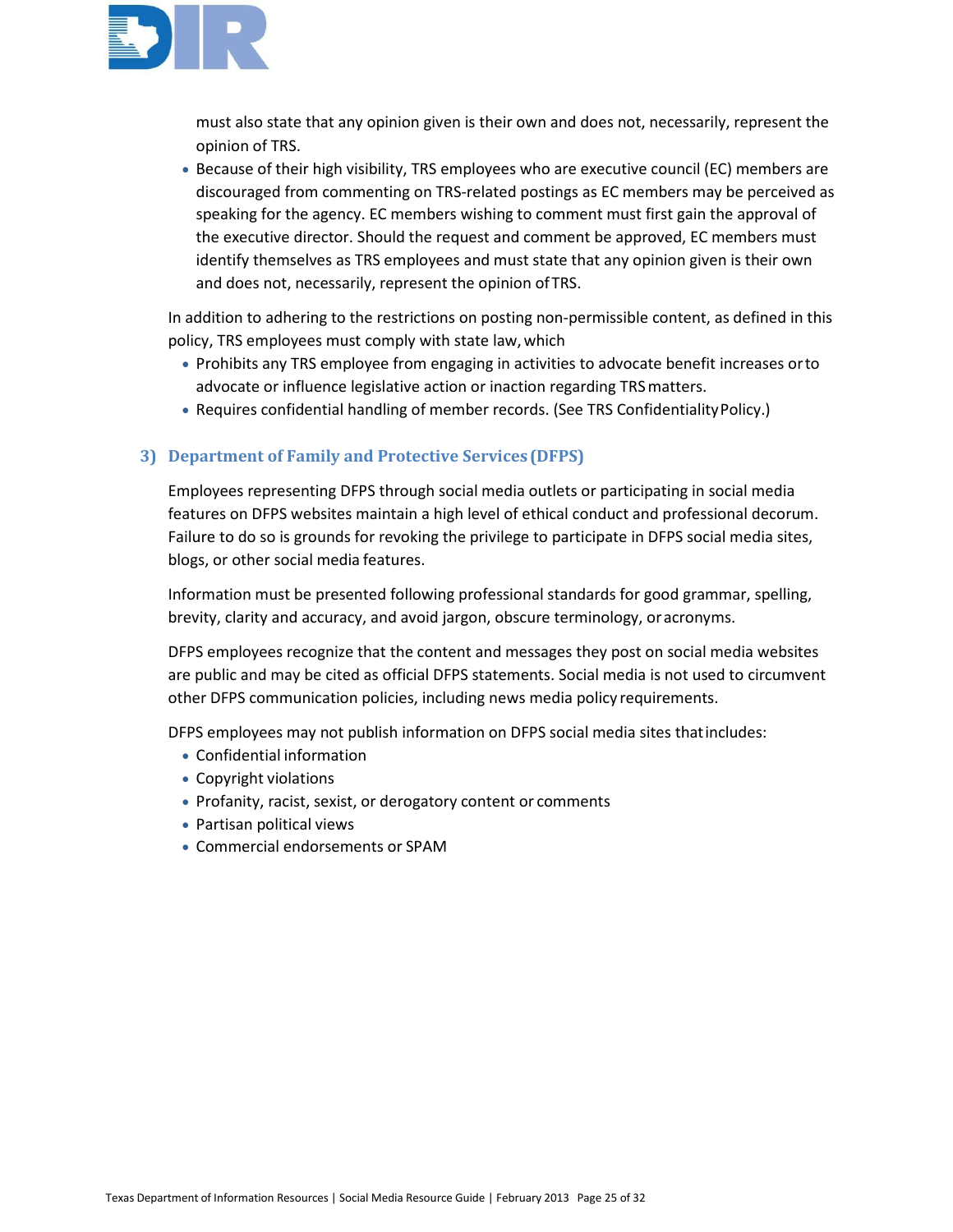must also state that any opinion given is their own and does not, necessarily, represent the opinion of TRS.

- Because of their high visibility, TRS employees who are executive council (EC) members are discouraged from commenting on TRS-related postings as EC members may be perceived as speaking for the agency. EC members wishing to comment must first gain the approval of the executive director. Should the request and comment be approved, EC members must identify themselves as TRS employees and must state that any opinion given is their own and does not, necessarily, represent the opinion of TRS.

In addition to adhering to the restrictions on posting non-permissible content, as defined in this policy, TRS employees must comply with state law, which

- Prohibits any TRS employee from engaging in activities to advocate benefit increases or to advocate or influence legislative action or inaction regarding TRS matters.
- Requires confidential handling of member records. (See TRS Confidentiality Policy.)

### 3) Department of Family and Protective Services (DFPS)

Employees representing DFPS through social media outlets or participating in social media features on DFPS websites maintain a high level of ethical conduct and professional decorum. Failure to do so is grounds for revoking the privilege to participate in DFPS social media sites, blogs, or other social media features.

Information must be presented following professional standards for good grammar, spelling, brevity, clarity and accuracy, and avoid jargon, obscure terminology, or acronyms.

DFPS employees recognize that the content and messages they post on social media websites are public and may be cited as official DFPS statements. Social media is not used to circumvent other DFPS communication policies, including news media policy requirements.

DFPS employees may not publish information on DFPS social media sites that includes:

- Confidential information
- Copyright violations
- Profanity, racist, sexist, or derogatory content or comments
- Partisan political views
- Commercial endorsements or SPAM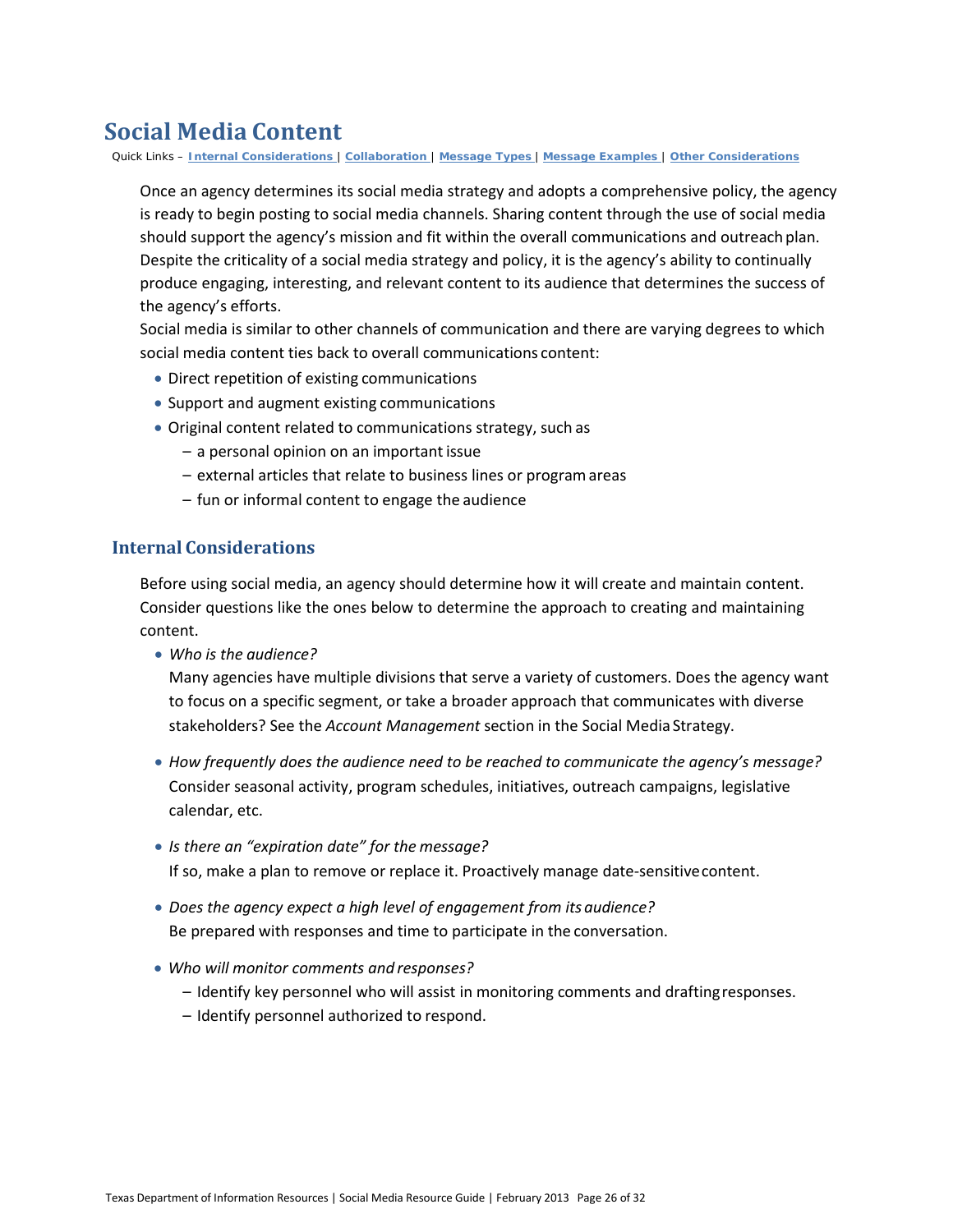# Social Media Content

Quick Links – **Internal Considerations** | **Collaboration** | **Message Types** | **Message Examples** | **Other Considerations**

Once an agency determines its social media strategy and adopts a comprehensive policy, the agency is ready to begin posting to social media channels. Sharing content through the use of social media should support the agency's mission and fit within the overall communications and outreach plan. Despite the criticality of a social media strategy and policy, it is the agency's ability to continually produce engaging, interesting, and relevant content to its audience that determines the success of the agency's efforts.

Social media is similar to other channels of communication and there are varying degrees to which social media content ties back to overall communications content:

- Direct repetition of existing communications
- Support and augment existing communications
- Original content related to communications strategy, such as
  - a personal opinion on an important issue
  - external articles that relate to business lines or program areas
  - fun or informal content to engage the audience

## Internal Considerations

Before using social media, an agency should determine how it will create and maintain content. Consider questions like the ones below to determine the approach to creating and maintaining content.

- *Who is the audience?*
  Many agencies have multiple divisions that serve a variety of customers. Does the agency want to focus on a specific segment, or take a broader approach that communicates with diverse stakeholders? See the *Account Management* section in the Social Media Strategy.

- *How frequently does the audience need to be reached to communicate the agency's message?*
  Consider seasonal activity, program schedules, initiatives, outreach campaigns, legislative calendar, etc.

- *Is there an "expiration date" for the message?*
  If so, make a plan to remove or replace it. Proactively manage date-sensitive content.

- *Does the agency expect a high level of engagement from its audience?*
  Be prepared with responses and time to participate in the conversation.

- *Who will monitor comments and responses?*
  - Identify key personnel who will assist in monitoring comments and drafting responses.
  - Identify personnel authorized to respond.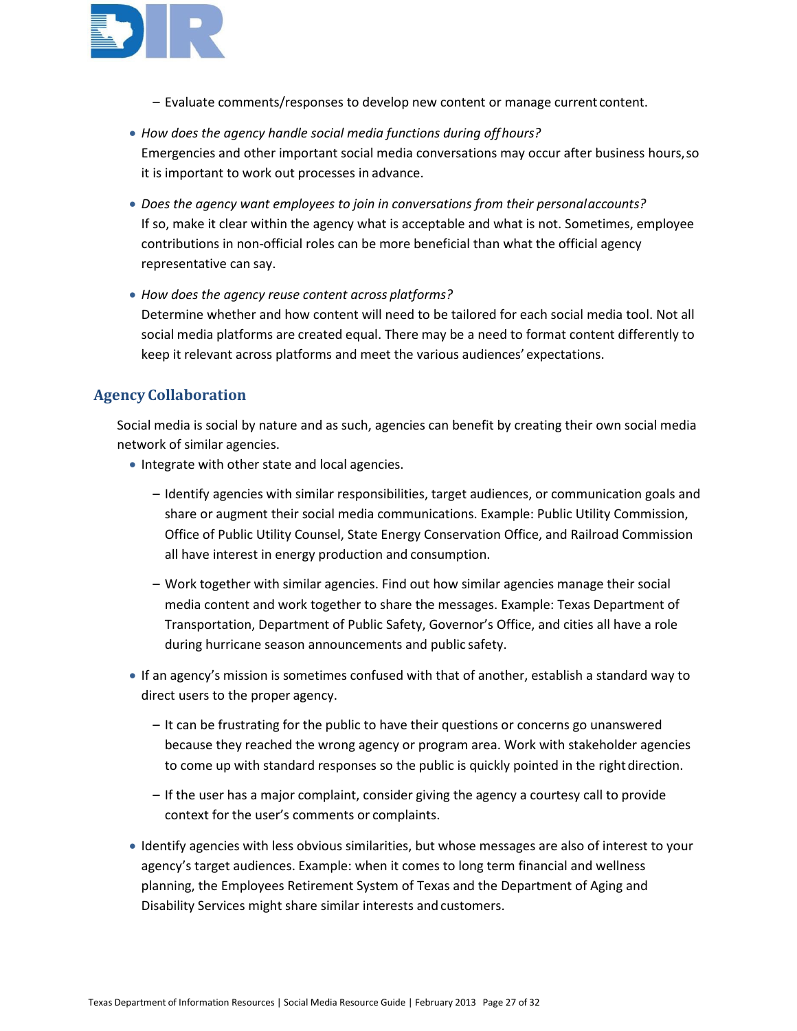- Evaluate comments/responses to develop new content or manage current content.

- *How does the agency handle social media functions during off hours?*
  Emergencies and other important social media conversations may occur after business hours, so it is important to work out processes in advance.

- *Does the agency want employees to join in conversations from their personal accounts?*
  If so, make it clear within the agency what is acceptable and what is not. Sometimes, employee contributions in non-official roles can be more beneficial than what the official agency representative can say.

- *How does the agency reuse content across platforms?*
  Determine whether and how content will need to be tailored for each social media tool. Not all social media platforms are created equal. There may be a need to format content differently to keep it relevant across platforms and meet the various audiences' expectations.

## Agency Collaboration

Social media is social by nature and as such, agencies can benefit by creating their own social media network of similar agencies.

- Integrate with other state and local agencies.
  - Identify agencies with similar responsibilities, target audiences, or communication goals and share or augment their social media communications. Example: Public Utility Commission, Office of Public Utility Counsel, State Energy Conservation Office, and Railroad Commission all have interest in energy production and consumption.
  - Work together with similar agencies. Find out how similar agencies manage their social media content and work together to share the messages. Example: Texas Department of Transportation, Department of Public Safety, Governor's Office, and cities all have a role during hurricane season announcements and public safety.
- If an agency's mission is sometimes confused with that of another, establish a standard way to direct users to the proper agency.
  - It can be frustrating for the public to have their questions or concerns go unanswered because they reached the wrong agency or program area. Work with stakeholder agencies to come up with standard responses so the public is quickly pointed in the right direction.
  - If the user has a major complaint, consider giving the agency a courtesy call to provide context for the user's comments or complaints.
- Identify agencies with less obvious similarities, but whose messages are also of interest to your agency's target audiences. Example: when it comes to long term financial and wellness planning, the Employees Retirement System of Texas and the Department of Aging and Disability Services might share similar interests and customers.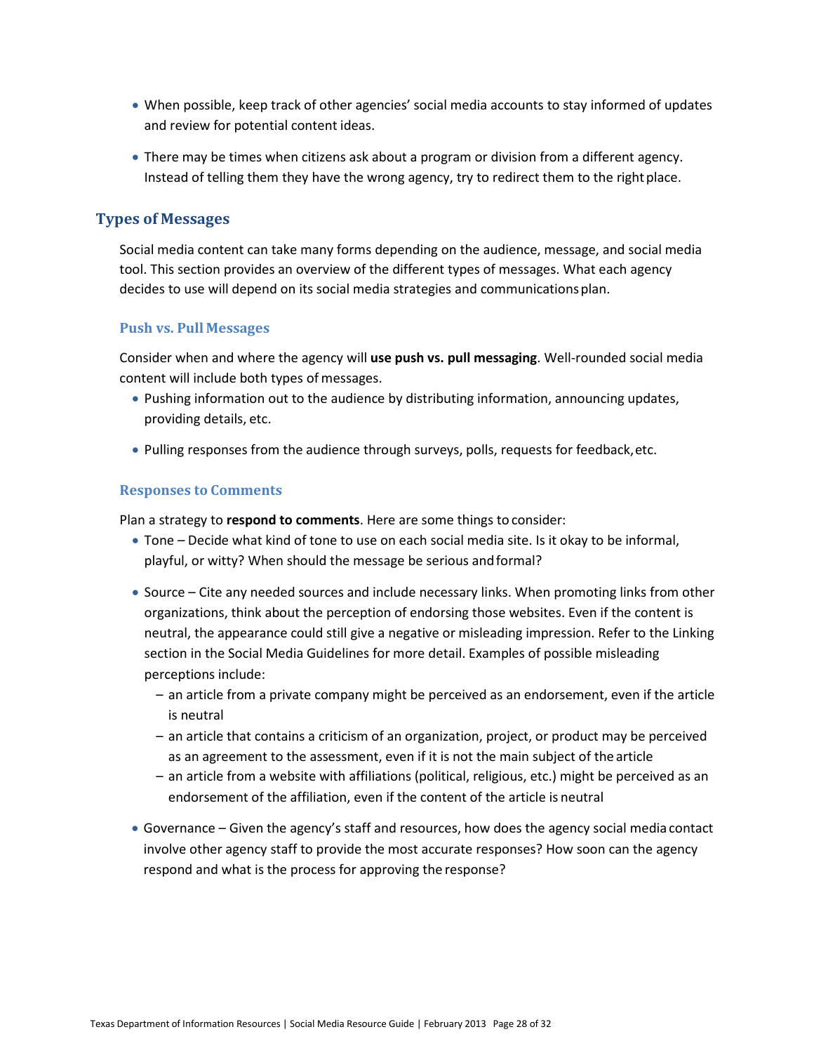- When possible, keep track of other agencies' social media accounts to stay informed of updates and review for potential content ideas.
- There may be times when citizens ask about a program or division from a different agency. Instead of telling them they have the wrong agency, try to redirect them to the right place.

## Types of Messages

Social media content can take many forms depending on the audience, message, and social media tool. This section provides an overview of the different types of messages. What each agency decides to use will depend on its social media strategies and communications plan.

### Push vs. Pull Messages

Consider when and where the agency will **use push vs. pull messaging**. Well-rounded social media content will include both types of messages.

- Pushing information out to the audience by distributing information, announcing updates, providing details, etc.
- Pulling responses from the audience through surveys, polls, requests for feedback, etc.

### Responses to Comments

Plan a strategy to **respond to comments**. Here are some things to consider:

- Tone – Decide what kind of tone to use on each social media site. Is it okay to be informal, playful, or witty? When should the message be serious and formal?
- Source – Cite any needed sources and include necessary links. When promoting links from other organizations, think about the perception of endorsing those websites. Even if the content is neutral, the appearance could still give a negative or misleading impression. Refer to the Linking section in the Social Media Guidelines for more detail. Examples of possible misleading perceptions include:
  - an article from a private company might be perceived as an endorsement, even if the article is neutral
  - an article that contains a criticism of an organization, project, or product may be perceived as an agreement to the assessment, even if it is not the main subject of the article
  - an article from a website with affiliations (political, religious, etc.) might be perceived as an endorsement of the affiliation, even if the content of the article is neutral
- Governance – Given the agency's staff and resources, how does the agency social media contact involve other agency staff to provide the most accurate responses? How soon can the agency respond and what is the process for approving the response?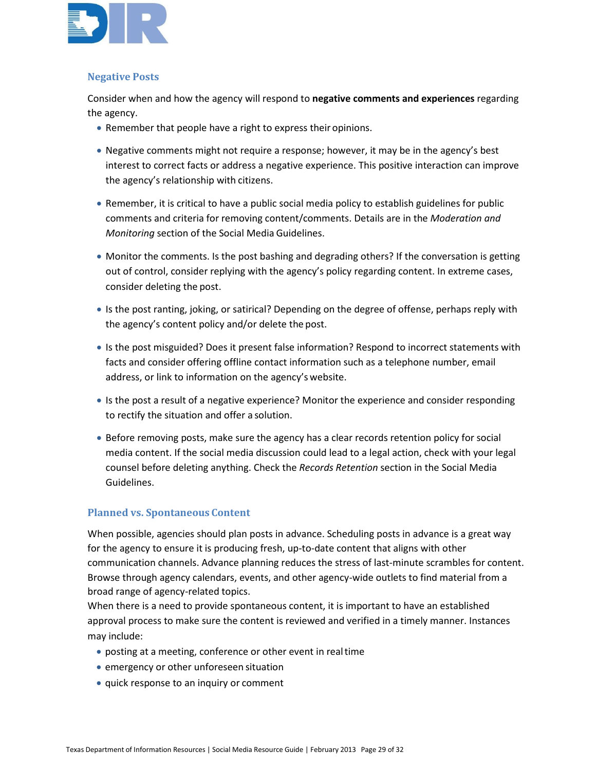## Negative Posts

Consider when and how the agency will respond to **negative comments and experiences** regarding the agency.

- Remember that people have a right to express their opinions.
- Negative comments might not require a response; however, it may be in the agency's best interest to correct facts or address a negative experience. This positive interaction can improve the agency's relationship with citizens.
- Remember, it is critical to have a public social media policy to establish guidelines for public comments and criteria for removing content/comments. Details are in the *Moderation and Monitoring* section of the Social Media Guidelines.
- Monitor the comments. Is the post bashing and degrading others? If the conversation is getting out of control, consider replying with the agency's policy regarding content. In extreme cases, consider deleting the post.
- Is the post ranting, joking, or satirical? Depending on the degree of offense, perhaps reply with the agency's content policy and/or delete the post.
- Is the post misguided? Does it present false information? Respond to incorrect statements with facts and consider offering offline contact information such as a telephone number, email address, or link to information on the agency's website.
- Is the post a result of a negative experience? Monitor the experience and consider responding to rectify the situation and offer a solution.
- Before removing posts, make sure the agency has a clear records retention policy for social media content. If the social media discussion could lead to a legal action, check with your legal counsel before deleting anything. Check the *Records Retention* section in the Social Media Guidelines.

## Planned vs. Spontaneous Content

When possible, agencies should plan posts in advance. Scheduling posts in advance is a great way for the agency to ensure it is producing fresh, up-to-date content that aligns with other communication channels. Advance planning reduces the stress of last-minute scrambles for content. Browse through agency calendars, events, and other agency-wide outlets to find material from a broad range of agency-related topics.

When there is a need to provide spontaneous content, it is important to have an established approval process to make sure the content is reviewed and verified in a timely manner. Instances may include:

- posting at a meeting, conference or other event in real time
- emergency or other unforeseen situation
- quick response to an inquiry or comment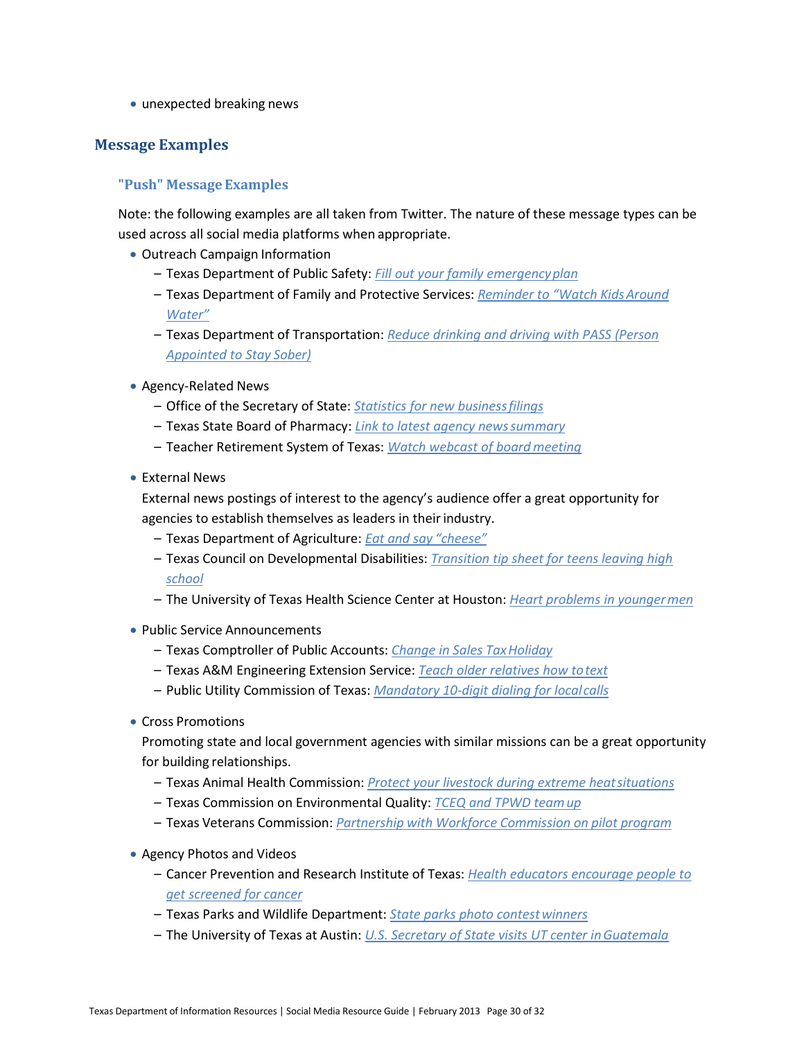- unexpected breaking news

## Message Examples

### "Push" Message Examples

Note: the following examples are all taken from Twitter. The nature of these message types can be used across all social media platforms when appropriate.

- Outreach Campaign Information
  - Texas Department of Public Safety: *Fill out your family emergency plan*
  - Texas Department of Family and Protective Services: *Reminder to "Watch Kids Around Water"*
  - Texas Department of Transportation: *Reduce drinking and driving with PASS (Person Appointed to Stay Sober)*
- Agency-Related News
  - Office of the Secretary of State: *Statistics for new business filings*
  - Texas State Board of Pharmacy: *Link to latest agency news summary*
  - Teacher Retirement System of Texas: *Watch webcast of board meeting*
- External News

  External news postings of interest to the agency's audience offer a great opportunity for agencies to establish themselves as leaders in their industry.
  - Texas Department of Agriculture: *Eat and say "cheese"*
  - Texas Council on Developmental Disabilities: *Transition tip sheet for teens leaving high school*
  - The University of Texas Health Science Center at Houston: *Heart problems in younger men*
- Public Service Announcements
  - Texas Comptroller of Public Accounts: *Change in Sales Tax Holiday*
  - Texas A&M Engineering Extension Service: *Teach older relatives how to text*
  - Public Utility Commission of Texas: *Mandatory 10-digit dialing for local calls*
- Cross Promotions

  Promoting state and local government agencies with similar missions can be a great opportunity for building relationships.
  - Texas Animal Health Commission: *Protect your livestock during extreme heat situations*
  - Texas Commission on Environmental Quality: *TCEQ and TPWD team up*
  - Texas Veterans Commission: *Partnership with Workforce Commission on pilot program*
- Agency Photos and Videos
  - Cancer Prevention and Research Institute of Texas: *Health educators encourage people to get screened for cancer*
  - Texas Parks and Wildlife Department: *State parks photo contest winners*
  - The University of Texas at Austin: *U.S. Secretary of State visits UT center in Guatemala*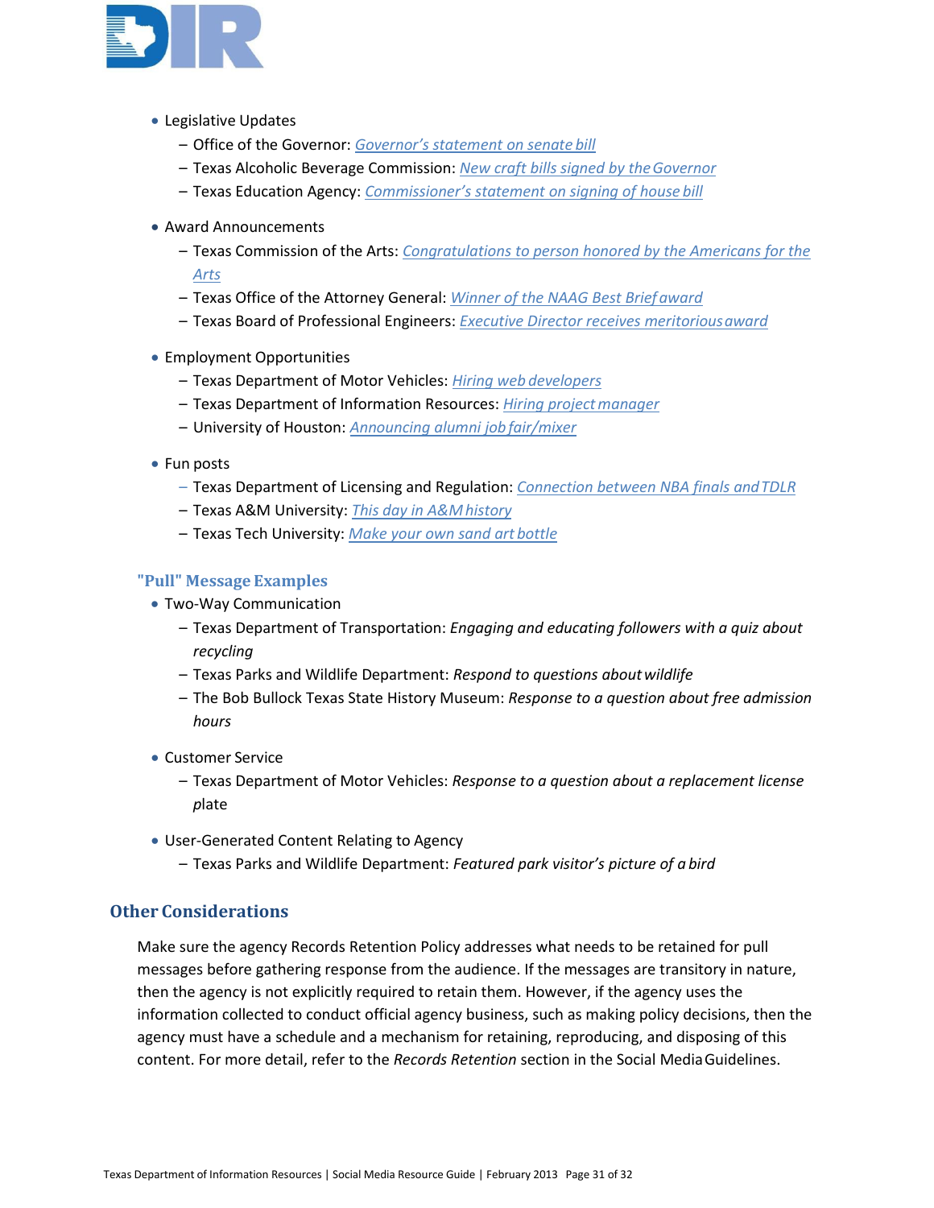- Legislative Updates
  - Office of the Governor: *Governor's statement on senate bill*
  - Texas Alcoholic Beverage Commission: *New craft bills signed by the Governor*
  - Texas Education Agency: *Commissioner's statement on signing of house bill*
- Award Announcements
  - Texas Commission of the Arts: *Congratulations to person honored by the Americans for the Arts*
  - Texas Office of the Attorney General: *Winner of the NAAG Best Brief award*
  - Texas Board of Professional Engineers: *Executive Director receives meritorious award*
- Employment Opportunities
  - Texas Department of Motor Vehicles: *Hiring web developers*
  - Texas Department of Information Resources: *Hiring project manager*
  - University of Houston: *Announcing alumni job fair/mixer*
- Fun posts
  - Texas Department of Licensing and Regulation: *Connection between NBA finals and TDLR*
  - Texas A&M University: *This day in A&M history*
  - Texas Tech University: *Make your own sand art bottle*

### "Pull" Message Examples

- Two-Way Communication
  - Texas Department of Transportation: *Engaging and educating followers with a quiz about recycling*
  - Texas Parks and Wildlife Department: *Respond to questions about wildlife*
  - The Bob Bullock Texas State History Museum: *Response to a question about free admission hours*
- Customer Service
  - Texas Department of Motor Vehicles: *Response to a question about a replacement license plate*
- User-Generated Content Relating to Agency
  - Texas Parks and Wildlife Department: *Featured park visitor's picture of a bird*

## Other Considerations

Make sure the agency Records Retention Policy addresses what needs to be retained for pull messages before gathering response from the audience. If the messages are transitory in nature, then the agency is not explicitly required to retain them. However, if the agency uses the information collected to conduct official agency business, such as making policy decisions, then the agency must have a schedule and a mechanism for retaining, reproducing, and disposing of this content. For more detail, refer to the *Records Retention* section in the Social Media Guidelines.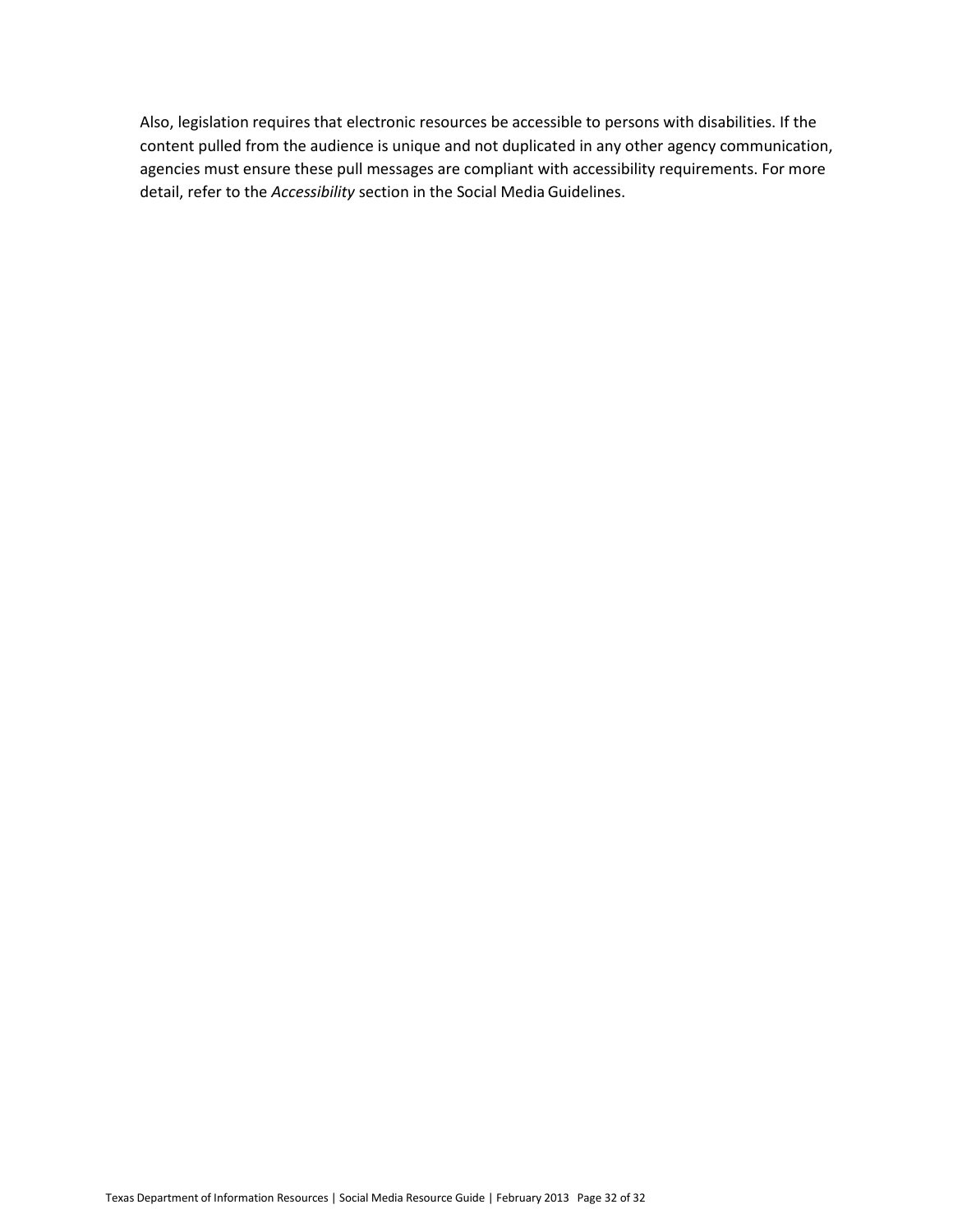Also, legislation requires that electronic resources be accessible to persons with disabilities. If the content pulled from the audience is unique and not duplicated in any other agency communication, agencies must ensure these pull messages are compliant with accessibility requirements. For more detail, refer to the *Accessibility* section in the Social Media Guidelines.